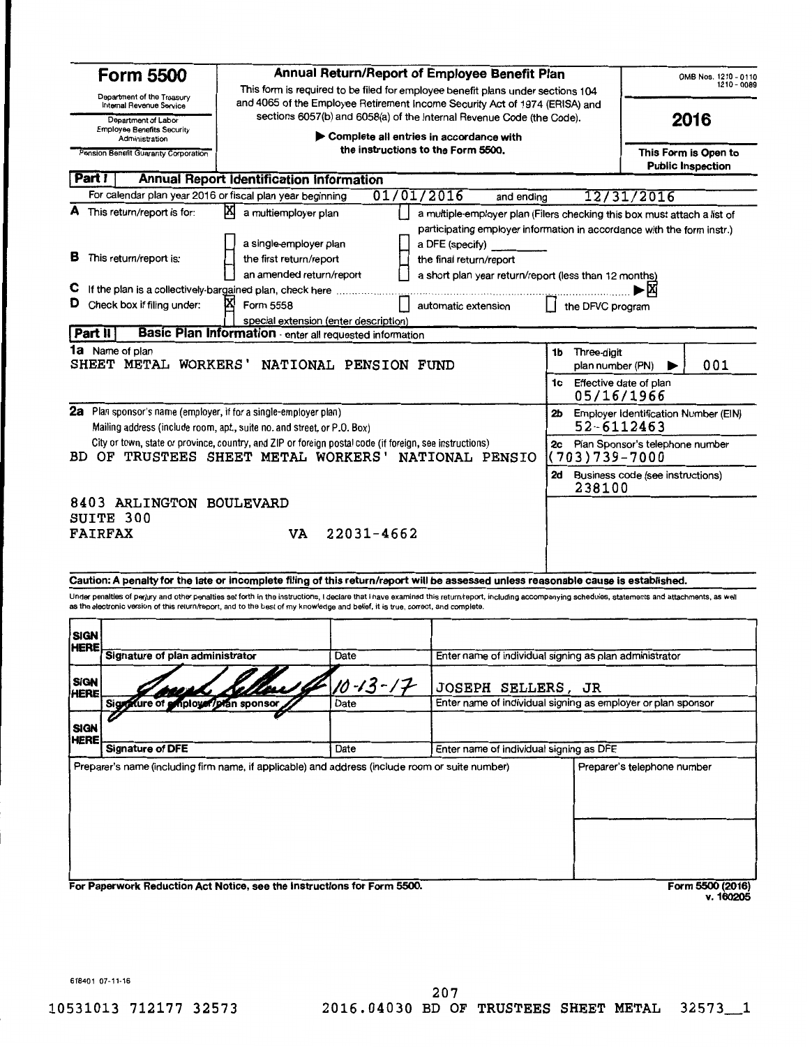# Form 5500

Department of the Treasury
Internal Revenue Service

Department of Labor
Employee Benefits Security Administration

Pension Benefit Guaranty Corporation

## Annual Return/Report of Employee Benefit Plan

This form is required to be filed for employee benefit plans under sections 104 and 4065 of the Employee Retirement Income Security Act of 1974 (ERISA) and sections 6057(b) and 6058(a) of the Internal Revenue Code (the Code).

▶ Complete all entries in accordance with the instructions to the Form 5500.

OMB Nos. 1210 - 0110
1210 - 0089

**2016**

**This Form is Open to Public Inspection**

## Part I Annual Report Identification Information

For calendar plan year 2016 or fiscal plan year beginning 01/01/2016 and ending 12/31/2016

**A** This return/report is for:
- [X] a multiemployer plan
- [ ] a multiple-employer plan (Filers checking this box must attach a list of participating employer information in accordance with the form instr.)
- [ ] a single-employer plan
- [ ] a DFE (specify) ________

**B** This return/report is:
- [ ] the first return/report
- [ ] the final return/report
- [ ] an amended return/report
- [ ] a short plan year return/report (less than 12 months)

**C** If the plan is a collectively-bargained plan, check here ▶ [X]

**D** Check box if filing under:
- [X] Form 5558
- [ ] automatic extension
- [ ] the DFVC program
- [ ] special extension (enter description)

## Part II Basic Plan Information - enter all requested information

**1a** Name of plan
SHEET METAL WORKERS' NATIONAL PENSION FUND

**1b** Three-digit plan number (PN) ▶ 001

**1c** Effective date of plan
05/16/1966

**2a** Plan sponsor's name (employer, if for a single-employer plan)
Mailing address (include room, apt., suite no. and street, or P.O. Box)
City or town, state or province, country, and ZIP or foreign postal code (if foreign, see instructions)

BD OF TRUSTEES SHEET METAL WORKERS' NATIONAL PENSIO

8403 ARLINGTON BOULEVARD
SUITE 300
FAIRFAX VA 22031-4662

**2b** Employer Identification Number (EIN)
52-6112463

**2c** Plan Sponsor's telephone number
(703)739-7000

**2d** Business code (see instructions)
238100

**Caution: A penalty for the late or incomplete filing of this return/report will be assessed unless reasonable cause is established.**

Under penalties of perjury and other penalties set forth in the instructions, I declare that I have examined this return/report, including accompanying schedules, statements and attachments, as well as the electronic version of this return/report, and to the best of my knowledge and belief, it is true, correct, and complete.

| | | | |
|---|---|---|---|
| SIGN HERE | Signature of plan administrator | Date | Enter name of individual signing as plan administrator |
| SIGN HERE | [signature] Signature of employer/plan sponsor | 10-13-17 Date | JOSEPH SELLERS, JR Enter name of individual signing as employer or plan sponsor |
| SIGN HERE | Signature of DFE | Date | Enter name of individual signing as DFE |

Preparer's name (including firm name, if applicable) and address (include room or suite number)

Preparer's telephone number

For Paperwork Reduction Act Notice, see the Instructions for Form 5500.

Form 5500 (2016)
v. 160205

618401 07-11-16

10531013 712177 32573 2016.04030 BD OF TRUSTEES SHEET METAL 32573__1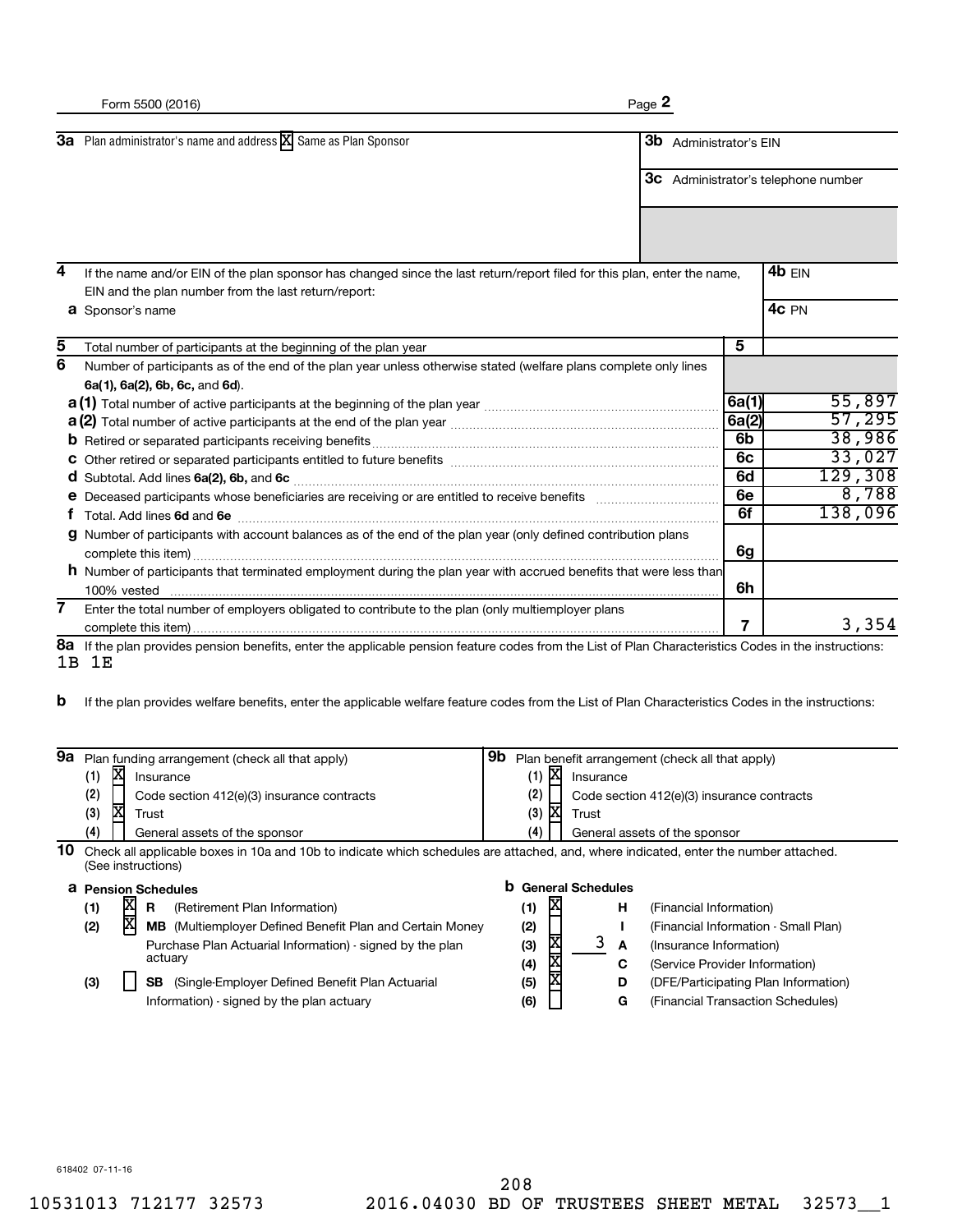Form 5500 (2016) Page **2**

| | | |
|---|---|---|
| **3a** Plan administrator's name and address [X] Same as Plan Sponsor | **3b** Administrator's EIN | |
| | **3c** Administrator's telephone number | |

| | | |
|---|---|---|
| **4** If the name and/or EIN of the plan sponsor has changed since the last return/report filed for this plan, enter the name, EIN and the plan number from the last return/report: | **4b** EIN | |
| **a** Sponsor's name | **4c** PN | |

| Line | Description | Box | Value |
|---|---|---|---|
| **5** | Total number of participants at the beginning of the plan year | **5** | |
| **6** | Number of participants as of the end of the plan year unless otherwise stated (welfare plans complete only lines **6a(1), 6a(2), 6b, 6c,** and **6d**). | | |
| **a (1)** | Total number of active participants at the beginning of the plan year | **6a(1)** | 55,897 |
| **a (2)** | Total number of active participants at the end of the plan year | **6a(2)** | 57,295 |
| **b** | Retired or separated participants receiving benefits | **6b** | 38,986 |
| **c** | Other retired or separated participants entitled to future benefits | **6c** | 33,027 |
| **d** | Subtotal. Add lines **6a(2), 6b,** and **6c** | **6d** | 129,308 |
| **e** | Deceased participants whose beneficiaries are receiving or are entitled to receive benefits | **6e** | 8,788 |
| **f** | Total. Add lines **6d** and **6e** | **6f** | 138,096 |
| **g** | Number of participants with account balances as of the end of the plan year (only defined contribution plans complete this item) | **6g** | |
| **h** | Number of participants that terminated employment during the plan year with accrued benefits that were less than 100% vested | **6h** | |
| **7** | Enter the total number of employers obligated to contribute to the plan (only multiemployer plans complete this item) | **7** | 3,354 |

**8a** If the plan provides pension benefits, enter the applicable pension feature codes from the List of Plan Characteristics Codes in the instructions:
1B 1E

**b** If the plan provides welfare benefits, enter the applicable welfare feature codes from the List of Plan Characteristics Codes in the instructions:

| **9a** Plan funding arrangement (check all that apply) | **9b** Plan benefit arrangement (check all that apply) |
|---|---|
| (1) [X] Insurance | (1) [X] Insurance |
| (2) [ ] Code section 412(e)(3) insurance contracts | (2) [ ] Code section 412(e)(3) insurance contracts |
| (3) [X] Trust | (3) [X] Trust |
| (4) [ ] General assets of the sponsor | (4) [ ] General assets of the sponsor |

**10** Check all applicable boxes in 10a and 10b to indicate which schedules are attached, and, where indicated, enter the number attached. (See instructions)

| **a Pension Schedules** | **b General Schedules** |
|---|---|
| (1) [X] **R** (Retirement Plan Information) | (1) [X] **H** (Financial Information) |
| (2) [X] **MB** (Multiemployer Defined Benefit Plan and Certain Money Purchase Plan Actuarial Information) - signed by the plan actuary | (2) [ ] **I** (Financial Information - Small Plan) |
| | (3) [X] 3 **A** (Insurance Information) |
| | (4) [X] **C** (Service Provider Information) |
| (3) [ ] **SB** (Single-Employer Defined Benefit Plan Actuarial Information) - signed by the plan actuary | (5) [X] **D** (DFE/Participating Plan Information) |
| | (6) [ ] **G** (Financial Transaction Schedules) |

618402 07-11-16

10531013 712177 32573 2016.04030 BD OF TRUSTEES SHEET METAL 32573__1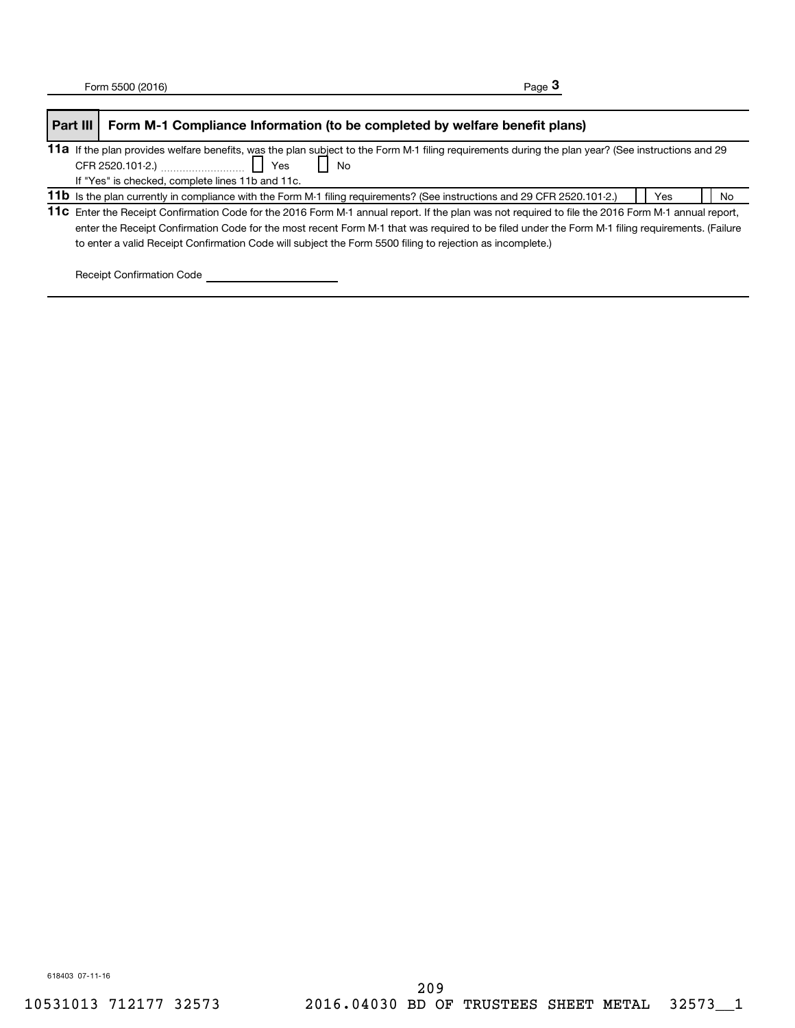## Part III Form M-1 Compliance Information (to be completed by welfare benefit plans)

**11a** If the plan provides welfare benefits, was the plan subject to the Form M-1 filing requirements during the plan year? (See instructions and 29 CFR 2520.101-2.) ☐ Yes ☐ No

If "Yes" is checked, complete lines 11b and 11c.

**11b** Is the plan currently in compliance with the Form M-1 filing requirements? (See instructions and 29 CFR 2520.101-2.) ☐ Yes ☐ No

**11c** Enter the Receipt Confirmation Code for the 2016 Form M-1 annual report. If the plan was not required to file the 2016 Form M-1 annual report, enter the Receipt Confirmation Code for the most recent Form M-1 that was required to be filed under the Form M-1 filing requirements. (Failure to enter a valid Receipt Confirmation Code will subject the Form 5500 filing to rejection as incomplete.)

Receipt Confirmation Code ____________________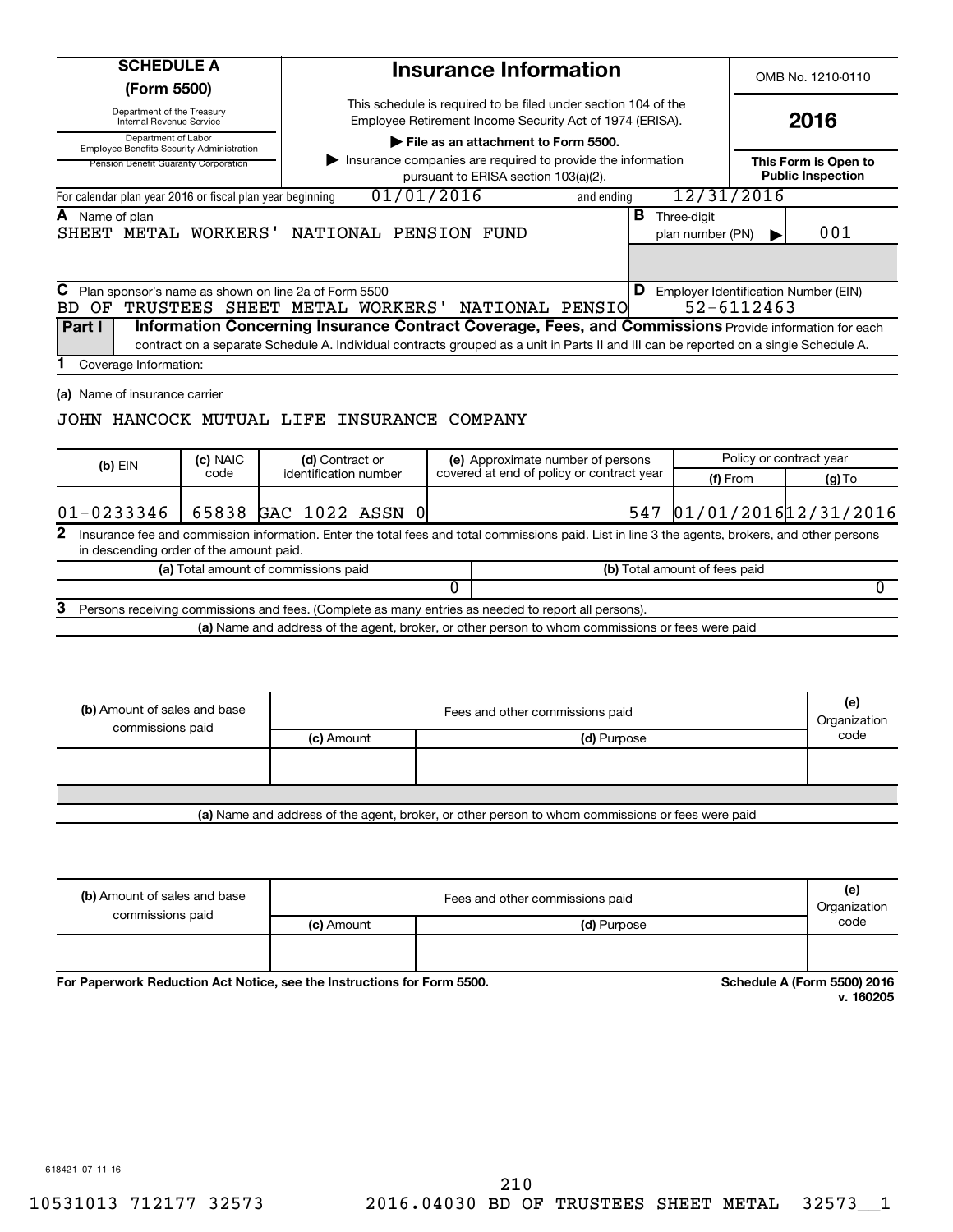# SCHEDULE A (Form 5500)

Department of the Treasury
Internal Revenue Service

Department of Labor
Employee Benefits Security Administration

Pension Benefit Guaranty Corporation

## Insurance Information

This schedule is required to be filed under section 104 of the Employee Retirement Income Security Act of 1974 (ERISA).

▶ **File as an attachment to Form 5500.**

▶ Insurance companies are required to provide the information pursuant to ERISA section 103(a)(2).

OMB No. 1210-0110

**2016**

**This Form is Open to Public Inspection**

For calendar plan year 2016 or fiscal plan year beginning 01/01/2016 and ending 12/31/2016

**A** Name of plan
SHEET METAL WORKERS' NATIONAL PENSION FUND

**B** Three-digit plan number (PN) ▶ 001

**C** Plan sponsor's name as shown on line 2a of Form 5500
BD OF TRUSTEES SHEET METAL WORKERS' NATIONAL PENSIO

**D** Employer Identification Number (EIN)
52-6112463

**Part I** **Information Concerning Insurance Contract Coverage, Fees, and Commissions** Provide information for each contract on a separate Schedule A. Individual contracts grouped as a unit in Parts II and III can be reported on a single Schedule A.

**1** Coverage Information:

**(a)** Name of insurance carrier

JOHN HANCOCK MUTUAL LIFE INSURANCE COMPANY

| (b) EIN | (c) NAIC code | (d) Contract or identification number | (e) Approximate number of persons covered at end of policy or contract year | Policy or contract year (f) From | (g) To |
|---|---|---|---|---|---|
| 01-0233346 | 65838 | GAC 1022 ASSN 0 | 547 | 01/01/2016 | 12/31/2016 |

**2** Insurance fee and commission information. Enter the total fees and total commissions paid. List in line 3 the agents, brokers, and other persons in descending order of the amount paid.

| (a) Total amount of commissions paid | (b) Total amount of fees paid |
|---|---|
| 0 | 0 |

**3** Persons receiving commissions and fees. (Complete as many entries as needed to report all persons).

**(a)** Name and address of the agent, broker, or other person to whom commissions or fees were paid

| (b) Amount of sales and base commissions paid | Fees and other commissions paid (c) Amount | (d) Purpose | (e) Organization code |
|---|---|---|---|
| | | | |

**(a)** Name and address of the agent, broker, or other person to whom commissions or fees were paid

| (b) Amount of sales and base commissions paid | Fees and other commissions paid (c) Amount | (d) Purpose | (e) Organization code |
|---|---|---|---|
| | | | |

**For Paperwork Reduction Act Notice, see the Instructions for Form 5500.**

**Schedule A (Form 5500) 2016**
**v. 160205**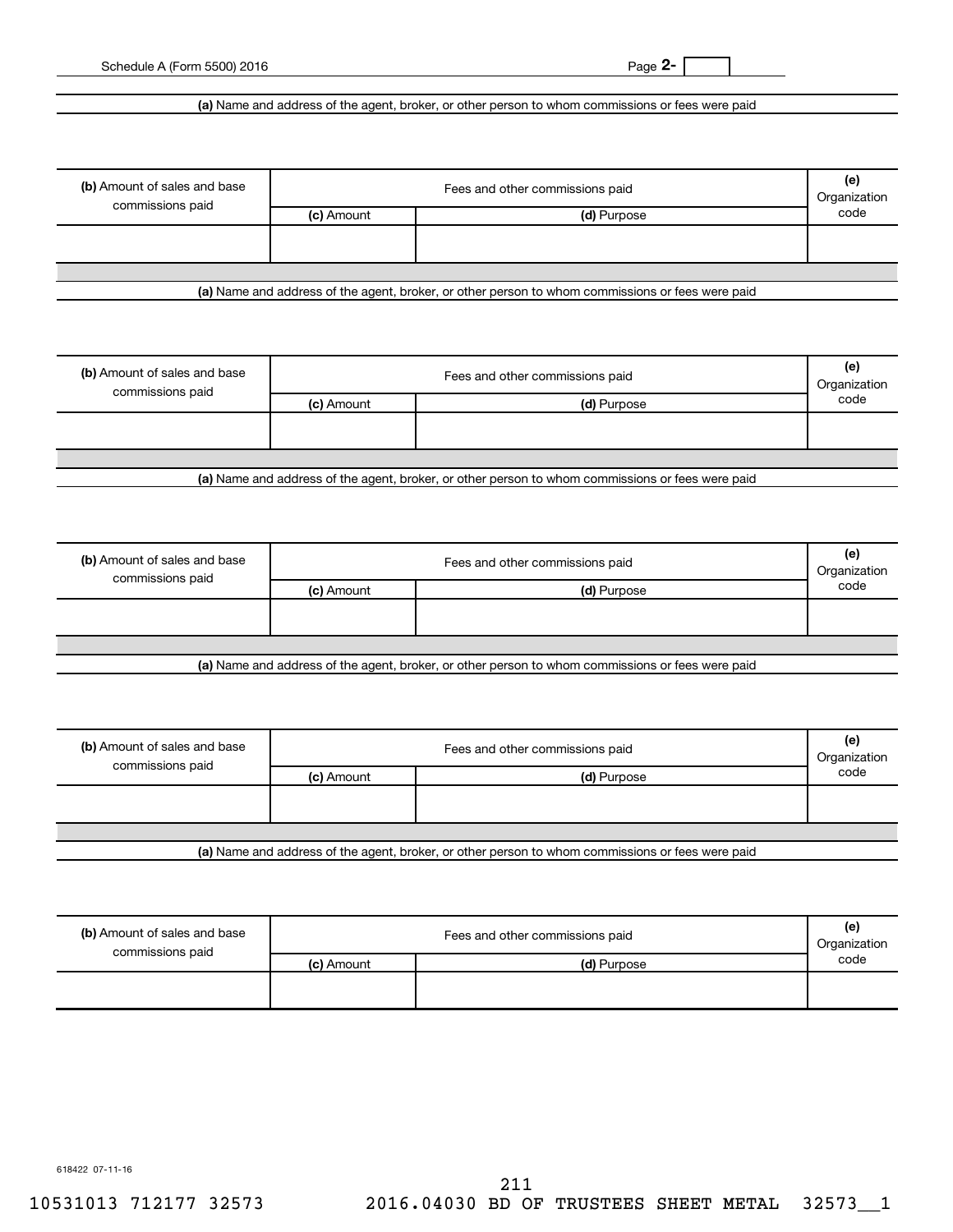**(a)** Name and address of the agent, broker, or other person to whom commissions or fees were paid

| **(b)** Amount of sales and base commissions paid | Fees and other commissions paid | | **(e)** Organization code |
|---|---|---|---|
| | **(c)** Amount | **(d)** Purpose | |
| | | | |

**(a)** Name and address of the agent, broker, or other person to whom commissions or fees were paid

| **(b)** Amount of sales and base commissions paid | Fees and other commissions paid | | **(e)** Organization code |
|---|---|---|---|
| | **(c)** Amount | **(d)** Purpose | |
| | | | |

**(a)** Name and address of the agent, broker, or other person to whom commissions or fees were paid

| **(b)** Amount of sales and base commissions paid | Fees and other commissions paid | | **(e)** Organization code |
|---|---|---|---|
| | **(c)** Amount | **(d)** Purpose | |
| | | | |

**(a)** Name and address of the agent, broker, or other person to whom commissions or fees were paid

| **(b)** Amount of sales and base commissions paid | Fees and other commissions paid | | **(e)** Organization code |
|---|---|---|---|
| | **(c)** Amount | **(d)** Purpose | |
| | | | |

**(a)** Name and address of the agent, broker, or other person to whom commissions or fees were paid

| **(b)** Amount of sales and base commissions paid | Fees and other commissions paid | | **(e)** Organization code |
|---|---|---|---|
| | **(c)** Amount | **(d)** Purpose | |
| | | | |

618422 07-11-16

10531013 712177 32573 2016.04030 BD OF TRUSTEES SHEET METAL 32573__1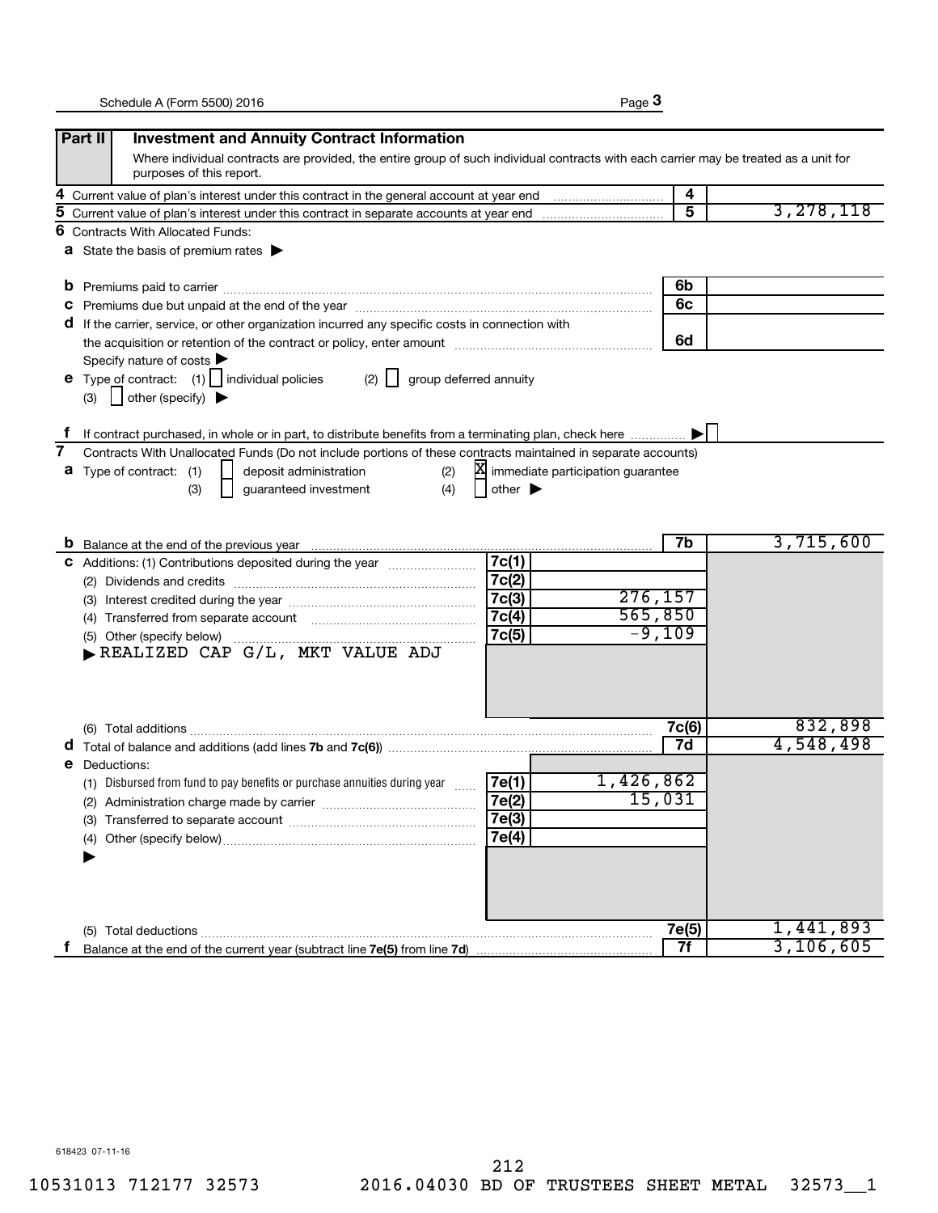Schedule A (Form 5500) 2016 Page 3

## Part II Investment and Annuity Contract Information

Where individual contracts are provided, the entire group of such individual contracts with each carrier may be treated as a unit for purposes of this report.

| | | Line | Amount |
|---|---|---|---|
| **4** | Current value of plan's interest under this contract in the general account at year end | 4 | |
| **5** | Current value of plan's interest under this contract in separate accounts at year end | 5 | 3,278,118 |

**6** Contracts With Allocated Funds:

**a** State the basis of premium rates ▶

| | | Line | Amount |
|---|---|---|---|
| **b** | Premiums paid to carrier | 6b | |
| **c** | Premiums due but unpaid at the end of the year | 6c | |
| **d** | If the carrier, service, or other organization incurred any specific costs in connection with the acquisition or retention of the contract or policy, enter amount | 6d | |

Specify nature of costs ▶

**e** Type of contract: (1) ☐ individual policies (2) ☐ group deferred annuity

(3) ☐ other (specify) ▶

**f** If contract purchased, in whole or in part, to distribute benefits from a terminating plan, check here ▶ ☐

**7** Contracts With Unallocated Funds (Do not include portions of these contracts maintained in separate accounts)

**a** Type of contract: (1) ☐ deposit administration (2) ☒ immediate participation guarantee

(3) ☐ guaranteed investment (4) ☐ other ▶

| | | Line | Amount | Line | Amount |
|---|---|---|---|---|---|
| **b** | Balance at the end of the previous year | | | 7b | 3,715,600 |
| **c** | Additions: (1) Contributions deposited during the year | 7c(1) | | | |
| | (2) Dividends and credits | 7c(2) | | | |
| | (3) Interest credited during the year | 7c(3) | 276,157 | | |
| | (4) Transferred from separate account | 7c(4) | 565,850 | | |
| | (5) Other (specify below) ▶ REALIZED CAP G/L, MKT VALUE ADJ | 7c(5) | -9,109 | | |
| | (6) Total additions | | | 7c(6) | 832,898 |
| **d** | Total of balance and additions (add lines **7b** and **7c(6)**) | | | 7d | 4,548,498 |
| **e** | Deductions: | | | | |
| | (1) Disbursed from fund to pay benefits or purchase annuities during year | 7e(1) | 1,426,862 | | |
| | (2) Administration charge made by carrier | 7e(2) | 15,031 | | |
| | (3) Transferred to separate account | 7e(3) | | | |
| | (4) Other (specify below) ▶ | 7e(4) | | | |
| | (5) Total deductions | | | 7e(5) | 1,441,893 |
| **f** | Balance at the end of the current year (subtract line **7e(5)** from line **7d**) | | | 7f | 3,106,605 |

618423 07-11-16

212

10531013 712177 32573 2016.04030 BD OF TRUSTEES SHEET METAL 32573__1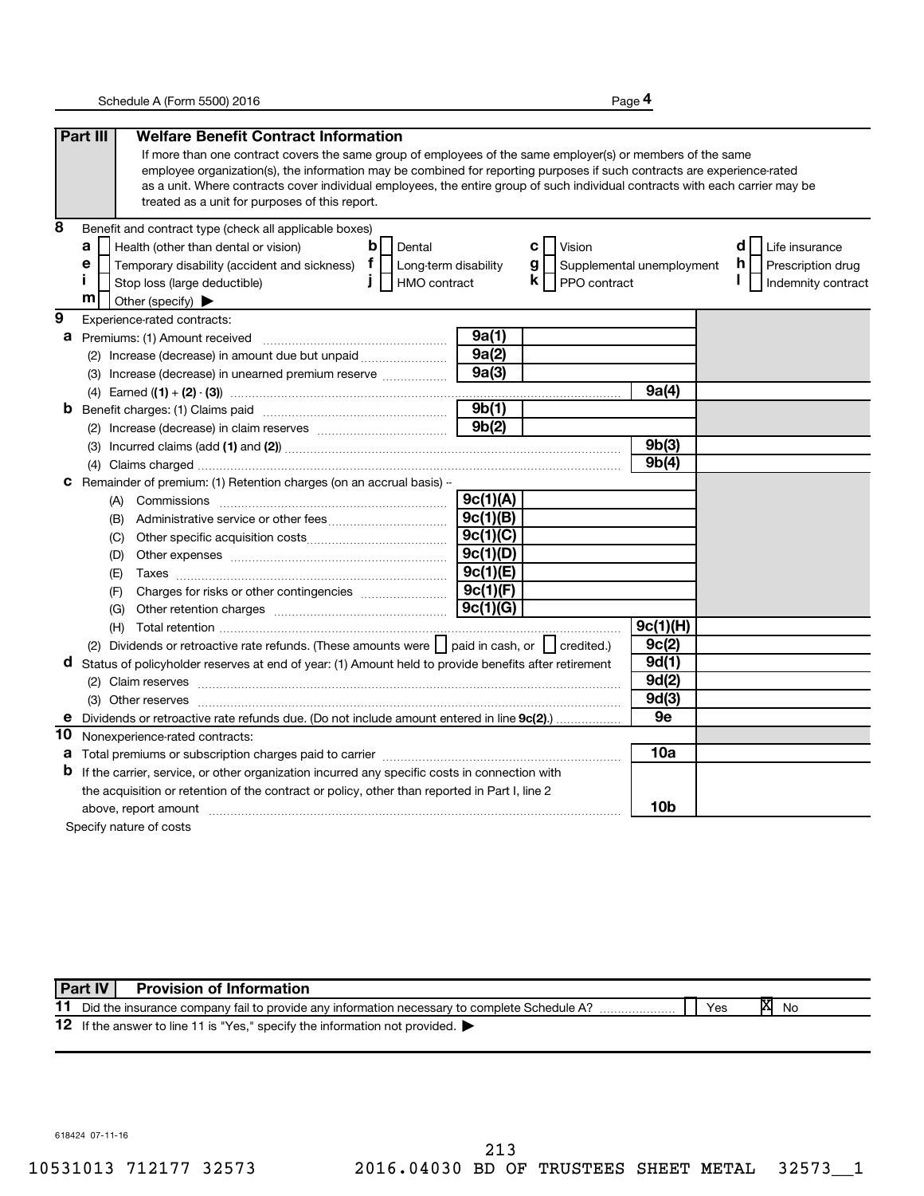## Part III Welfare Benefit Contract Information

If more than one contract covers the same group of employees of the same employer(s) or members of the same employee organization(s), the information may be combined for reporting purposes if such contracts are experience-rated as a unit. Where contracts cover individual employees, the entire group of such individual contracts with each carrier may be treated as a unit for purposes of this report.

**8** Benefit and contract type (check all applicable boxes)

- **a** [ ] Health (other than dental or vision)
- **b** [ ] Dental
- **c** [ ] Vision
- **d** [ ] Life insurance
- **e** [ ] Temporary disability (accident and sickness)
- **f** [ ] Long-term disability
- **g** [ ] Supplemental unemployment
- **h** [ ] Prescription drug
- **i** [ ] Stop loss (large deductible)
- **j** [ ] HMO contract
- **k** [ ] PPO contract
- **l** [ ] Indemnity contract
- **m** [ ] Other (specify) ▶

**9** Experience-rated contracts:

| | | | | |
|---|---|---|---|---|
| **a** Premiums: (1) Amount received | 9a(1) | | | |
| (2) Increase (decrease) in amount due but unpaid | 9a(2) | | | |
| (3) Increase (decrease) in unearned premium reserve | 9a(3) | | | |
| (4) Earned ((1) + (2) - (3)) | | | 9a(4) | |
| **b** Benefit charges: (1) Claims paid | 9b(1) | | | |
| (2) Increase (decrease) in claim reserves | 9b(2) | | | |
| (3) Incurred claims (add (1) and (2)) | | | 9b(3) | |
| (4) Claims charged | | | 9b(4) | |
| **c** Remainder of premium: (1) Retention charges (on an accrual basis) -- | | | | |
| (A) Commissions | 9c(1)(A) | | | |
| (B) Administrative service or other fees | 9c(1)(B) | | | |
| (C) Other specific acquisition costs | 9c(1)(C) | | | |
| (D) Other expenses | 9c(1)(D) | | | |
| (E) Taxes | 9c(1)(E) | | | |
| (F) Charges for risks or other contingencies | 9c(1)(F) | | | |
| (G) Other retention charges | 9c(1)(G) | | | |
| (H) Total retention | | | 9c(1)(H) | |
| (2) Dividends or retroactive rate refunds. (These amounts were [ ] paid in cash, or [ ] credited.) | | | 9c(2) | |
| **d** Status of policyholder reserves at end of year: (1) Amount held to provide benefits after retirement | | | 9d(1) | |
| (2) Claim reserves | | | 9d(2) | |
| (3) Other reserves | | | 9d(3) | |
| **e** Dividends or retroactive rate refunds due. (Do not include amount entered in line 9c(2).) | | | 9e | |

**10** Nonexperience-rated contracts:

| | | |
|---|---|---|
| **a** Total premiums or subscription charges paid to carrier | 10a | |
| **b** If the carrier, service, or other organization incurred any specific costs in connection with the acquisition or retention of the contract or policy, other than reported in Part I, line 2 above, report amount | 10b | |

Specify nature of costs

## Part IV Provision of Information

**11** Did the insurance company fail to provide any information necessary to complete Schedule A? [ ] Yes [X] No

**12** If the answer to line 11 is "Yes," specify the information not provided. ▶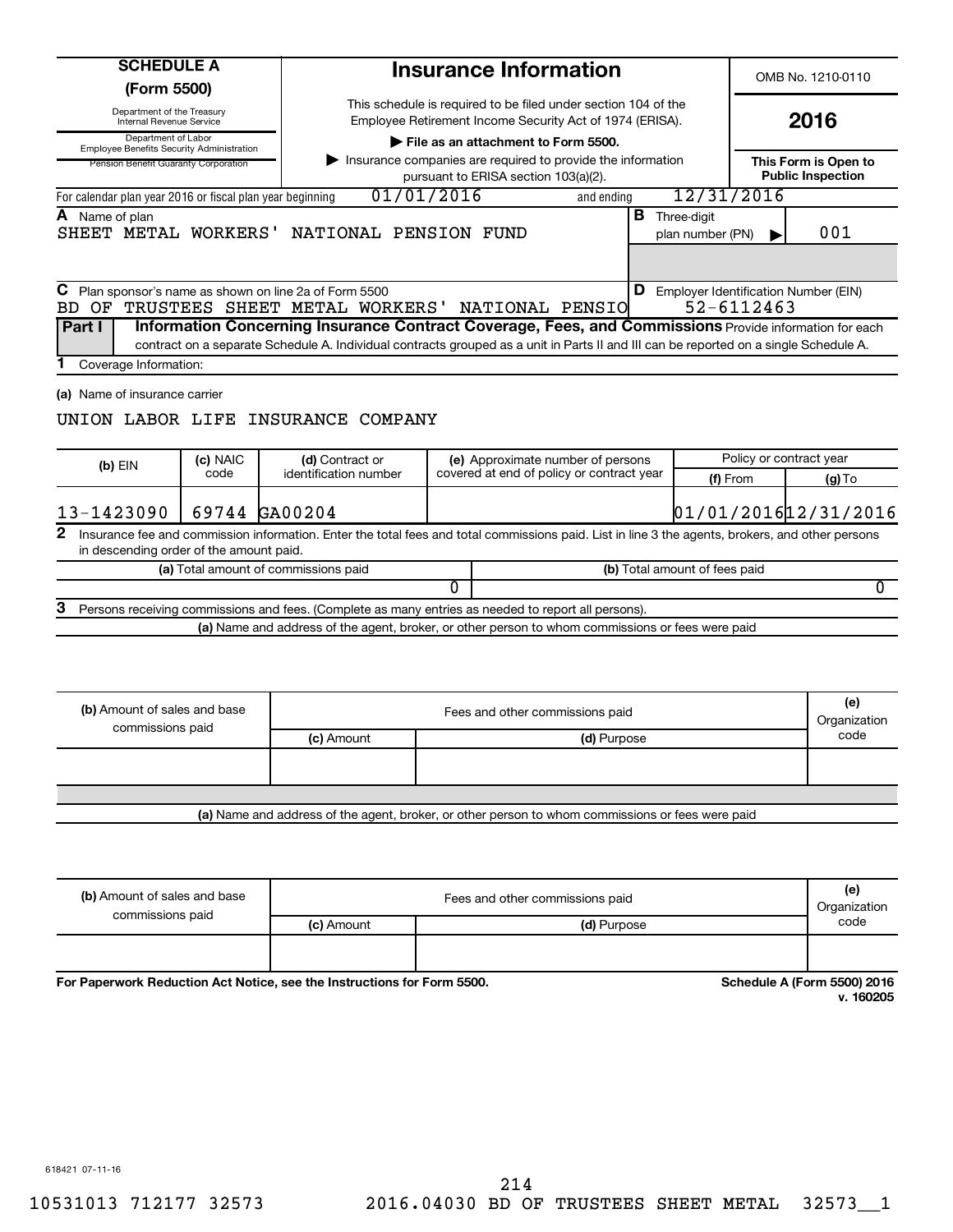**SCHEDULE A (Form 5500)**

Department of the Treasury
Internal Revenue Service

Department of Labor
Employee Benefits Security Administration

Pension Benefit Guaranty Corporation

# Insurance Information

This schedule is required to be filed under section 104 of the Employee Retirement Income Security Act of 1974 (ERISA).

▶ **File as an attachment to Form 5500.**

▶ Insurance companies are required to provide the information pursuant to ERISA section 103(a)(2).

OMB No. 1210-0110

**2016**

**This Form is Open to Public Inspection**

For calendar plan year 2016 or fiscal plan year beginning 01/01/2016 and ending 12/31/2016

**A** Name of plan
SHEET METAL WORKERS' NATIONAL PENSION FUND

**B** Three-digit plan number (PN) ▶ 001

**C** Plan sponsor's name as shown on line 2a of Form 5500
BD OF TRUSTEES SHEET METAL WORKERS' NATIONAL PENSIO

**D** Employer Identification Number (EIN)
52-6112463

**Part I** **Information Concerning Insurance Contract Coverage, Fees, and Commissions** Provide information for each contract on a separate Schedule A. Individual contracts grouped as a unit in Parts II and III can be reported on a single Schedule A.

**1** Coverage Information:

**(a)** Name of insurance carrier

UNION LABOR LIFE INSURANCE COMPANY

| (b) EIN | (c) NAIC code | (d) Contract or identification number | (e) Approximate number of persons covered at end of policy or contract year | Policy or contract year (f) From | (g) To |
|---|---|---|---|---|---|
| 13-1423090 | 69744 | GA00204 | | 01/01/2016 | 12/31/2016 |

**2** Insurance fee and commission information. Enter the total fees and total commissions paid. List in line 3 the agents, brokers, and other persons in descending order of the amount paid.

| (a) Total amount of commissions paid | (b) Total amount of fees paid |
|---|---|
| 0 | 0 |

**3** Persons receiving commissions and fees. (Complete as many entries as needed to report all persons).

**(a)** Name and address of the agent, broker, or other person to whom commissions or fees were paid

| (b) Amount of sales and base commissions paid | Fees and other commissions paid (c) Amount | (d) Purpose | (e) Organization code |
|---|---|---|---|
| | | | |

**(a)** Name and address of the agent, broker, or other person to whom commissions or fees were paid

| (b) Amount of sales and base commissions paid | Fees and other commissions paid (c) Amount | (d) Purpose | (e) Organization code |
|---|---|---|---|
| | | | |

**For Paperwork Reduction Act Notice, see the Instructions for Form 5500.**

**Schedule A (Form 5500) 2016**
**v. 160205**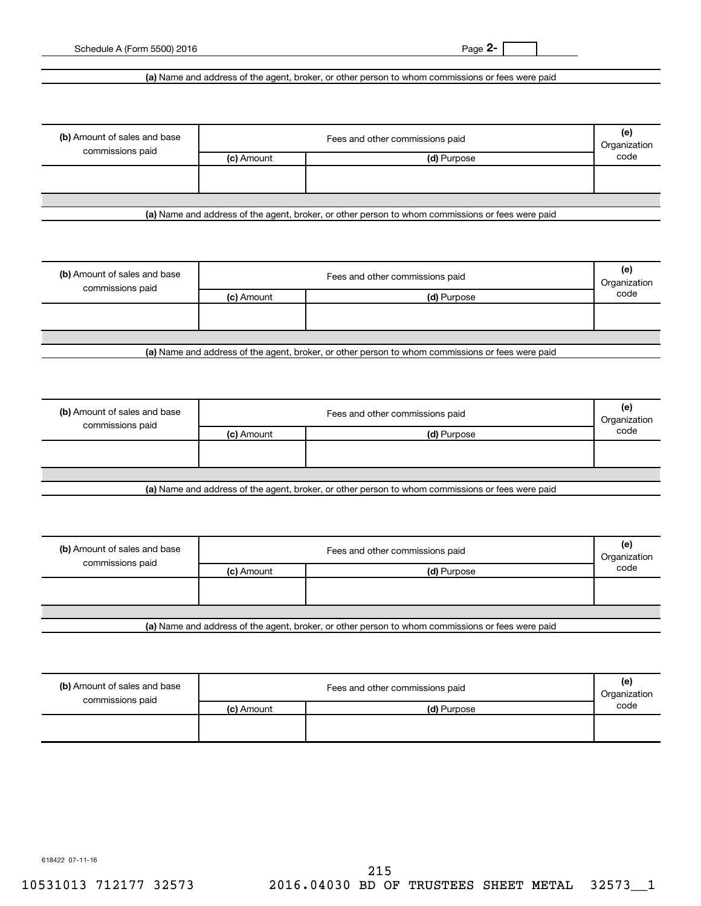**(a)** Name and address of the agent, broker, or other person to whom commissions or fees were paid

| **(b)** Amount of sales and base commissions paid | Fees and other commissions paid | | **(e)** Organization code |
|---|---|---|---|
| | **(c)** Amount | **(d)** Purpose | |
| | | | |

**(a)** Name and address of the agent, broker, or other person to whom commissions or fees were paid

| **(b)** Amount of sales and base commissions paid | Fees and other commissions paid | | **(e)** Organization code |
|---|---|---|---|
| | **(c)** Amount | **(d)** Purpose | |
| | | | |

**(a)** Name and address of the agent, broker, or other person to whom commissions or fees were paid

| **(b)** Amount of sales and base commissions paid | Fees and other commissions paid | | **(e)** Organization code |
|---|---|---|---|
| | **(c)** Amount | **(d)** Purpose | |
| | | | |

**(a)** Name and address of the agent, broker, or other person to whom commissions or fees were paid

| **(b)** Amount of sales and base commissions paid | Fees and other commissions paid | | **(e)** Organization code |
|---|---|---|---|
| | **(c)** Amount | **(d)** Purpose | |
| | | | |

**(a)** Name and address of the agent, broker, or other person to whom commissions or fees were paid

| **(b)** Amount of sales and base commissions paid | Fees and other commissions paid | | **(e)** Organization code |
|---|---|---|---|
| | **(c)** Amount | **(d)** Purpose | |
| | | | |

618422 07-11-16

10531013 712177 32573    2016.04030 BD OF TRUSTEES SHEET METAL  32573__1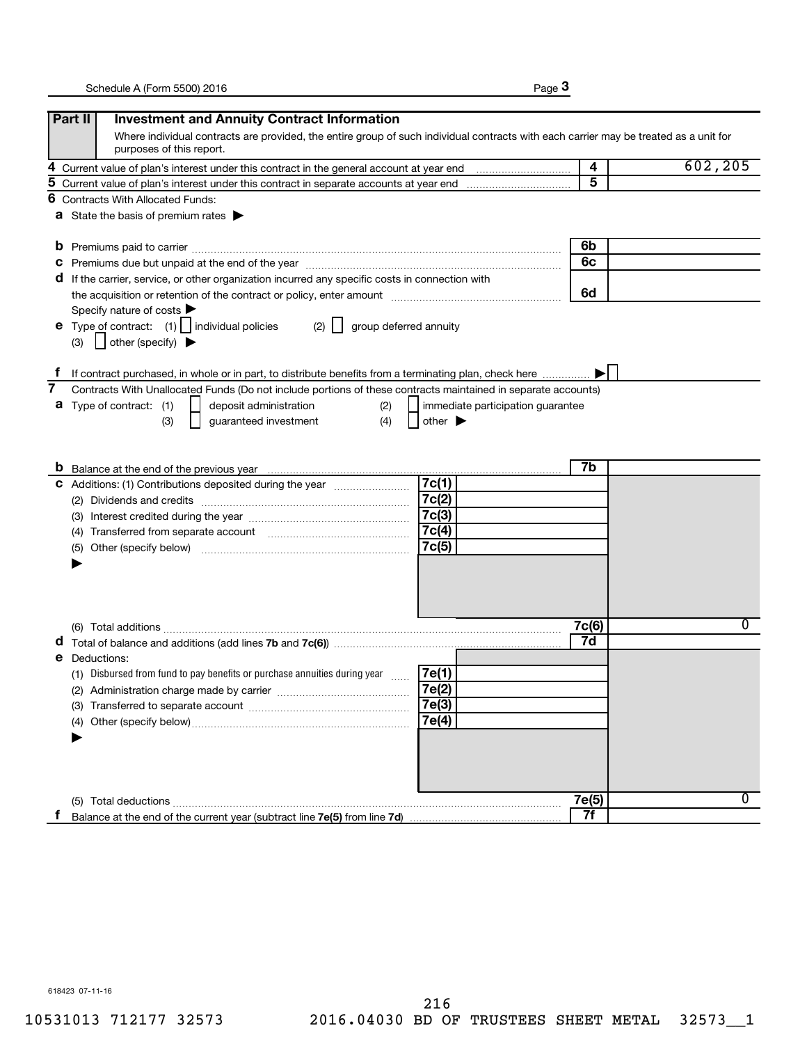## Part II Investment and Annuity Contract Information

Where individual contracts are provided, the entire group of such individual contracts with each carrier may be treated as a unit for purposes of this report.

| Line | Description | Line No. | Amount |
|---|---|---|---|
| 4 | Current value of plan's interest under this contract in the general account at year end | 4 | 602,205 |
| 5 | Current value of plan's interest under this contract in separate accounts at year end | 5 | |

**6** Contracts With Allocated Funds:

**a** State the basis of premium rates ▶

| Line | Description | Line No. | Amount |
|---|---|---|---|
| b | Premiums paid to carrier | 6b | |
| c | Premiums due but unpaid at the end of the year | 6c | |
| d | If the carrier, service, or other organization incurred any specific costs in connection with the acquisition or retention of the contract or policy, enter amount | 6d | |

Specify nature of costs ▶

**e** Type of contract: (1) ☐ individual policies (2) ☐ group deferred annuity

(3) ☐ other (specify) ▶

**f** If contract purchased, in whole or in part, to distribute benefits from a terminating plan, check here ▶ ☐

**7** Contracts With Unallocated Funds (Do not include portions of these contracts maintained in separate accounts)

**a** Type of contract: (1) ☐ deposit administration (2) ☐ immediate participation guarantee

(3) ☐ guaranteed investment (4) ☐ other ▶

| Line | Description | Line No. | Amount | Line No. | Amount |
|---|---|---|---|---|---|
| b | Balance at the end of the previous year | | | 7b | |
| c | Additions: (1) Contributions deposited during the year | 7c(1) | | | |
| | (2) Dividends and credits | 7c(2) | | | |
| | (3) Interest credited during the year | 7c(3) | | | |
| | (4) Transferred from separate account | 7c(4) | | | |
| | (5) Other (specify below) ▶ | 7c(5) | | | |
| | (6) Total additions | | | 7c(6) | 0 |
| d | Total of balance and additions (add lines **7b** and **7c(6)**) | | | 7d | |
| e | Deductions: | | | | |
| | (1) Disbursed from fund to pay benefits or purchase annuities during year | 7e(1) | | | |
| | (2) Administration charge made by carrier | 7e(2) | | | |
| | (3) Transferred to separate account | 7e(3) | | | |
| | (4) Other (specify below) ▶ | 7e(4) | | | |
| | (5) Total deductions | | | 7e(5) | 0 |
| f | Balance at the end of the current year (subtract line **7e(5)** from line **7d**) | | | 7f | |

618423 07-11-16

10531013 712177 32573 2016.04030 BD OF TRUSTEES SHEET METAL 32573__1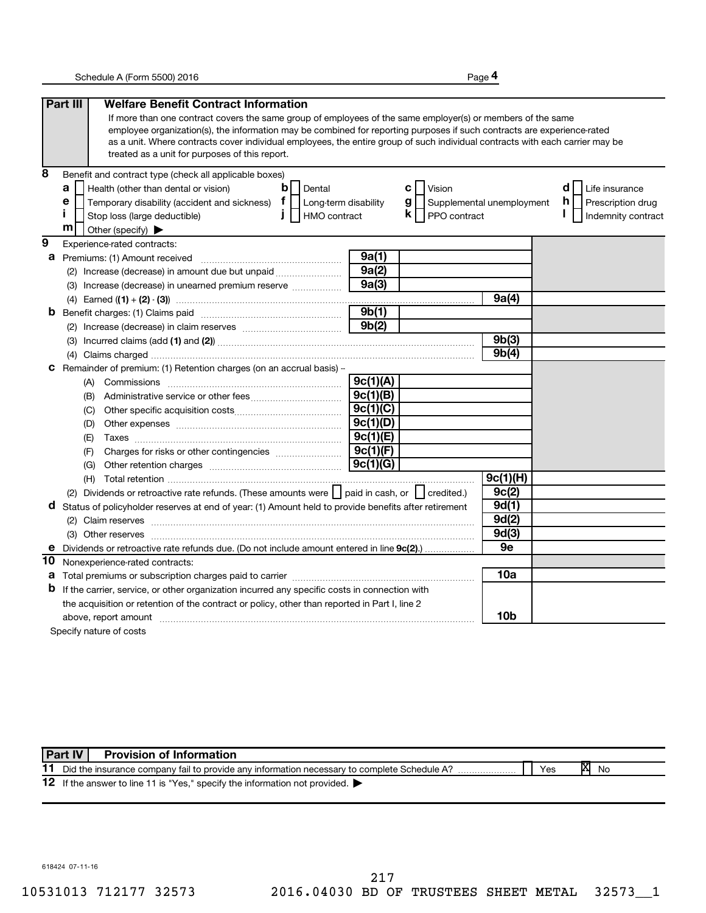## Part III Welfare Benefit Contract Information

If more than one contract covers the same group of employees of the same employer(s) or members of the same employee organization(s), the information may be combined for reporting purposes if such contracts are experience-rated as a unit. Where contracts cover individual employees, the entire group of such individual contracts with each carrier may be treated as a unit for purposes of this report.

**8** Benefit and contract type (check all applicable boxes)

- **a** ☐ Health (other than dental or vision)
- **b** ☐ Dental
- **c** ☐ Vision
- **d** ☐ Life insurance
- **e** ☐ Temporary disability (accident and sickness)
- **f** ☐ Long-term disability
- **g** ☐ Supplemental unemployment
- **h** ☐ Prescription drug
- **i** ☐ Stop loss (large deductible)
- **j** ☐ HMO contract
- **k** ☐ PPO contract
- **l** ☐ Indemnity contract
- **m** ☐ Other (specify) ▶

**9** Experience-rated contracts:

| | Line | Amount | Line | Amount |
|---|---|---|---|---|
| **a** Premiums: (1) Amount received | 9a(1) | | | |
| (2) Increase (decrease) in amount due but unpaid | 9a(2) | | | |
| (3) Increase (decrease) in unearned premium reserve | 9a(3) | | | |
| (4) Earned ((1) + (2) - (3)) | | | 9a(4) | |
| **b** Benefit charges: (1) Claims paid | 9b(1) | | | |
| (2) Increase (decrease) in claim reserves | 9b(2) | | | |
| (3) Incurred claims (add (1) and (2)) | | | 9b(3) | |
| (4) Claims charged | | | 9b(4) | |
| **c** Remainder of premium: (1) Retention charges (on an accrual basis) -- | | | | |
| (A) Commissions | 9c(1)(A) | | | |
| (B) Administrative service or other fees | 9c(1)(B) | | | |
| (C) Other specific acquisition costs | 9c(1)(C) | | | |
| (D) Other expenses | 9c(1)(D) | | | |
| (E) Taxes | 9c(1)(E) | | | |
| (F) Charges for risks or other contingencies | 9c(1)(F) | | | |
| (G) Other retention charges | 9c(1)(G) | | | |
| (H) Total retention | | | 9c(1)(H) | |
| (2) Dividends or retroactive rate refunds. (These amounts were ☐ paid in cash, or ☐ credited.) | | | 9c(2) | |
| **d** Status of policyholder reserves at end of year: (1) Amount held to provide benefits after retirement | | | 9d(1) | |
| (2) Claim reserves | | | 9d(2) | |
| (3) Other reserves | | | 9d(3) | |
| **e** Dividends or retroactive rate refunds due. (Do not include amount entered in line 9c(2).) | | | 9e | |

**10** Nonexperience-rated contracts:

| | Line | Amount |
|---|---|---|
| **a** Total premiums or subscription charges paid to carrier | 10a | |
| **b** If the carrier, service, or other organization incurred any specific costs in connection with the acquisition or retention of the contract or policy, other than reported in Part I, line 2 above, report amount | 10b | |

Specify nature of costs

## Part IV Provision of Information

**11** Did the insurance company fail to provide any information necessary to complete Schedule A? ☐ Yes ☒ No

**12** If the answer to line 11 is "Yes," specify the information not provided. ▶

618424 07-11-16

10531013 712177 32573 2016.04030 BD OF TRUSTEES SHEET METAL 32573__1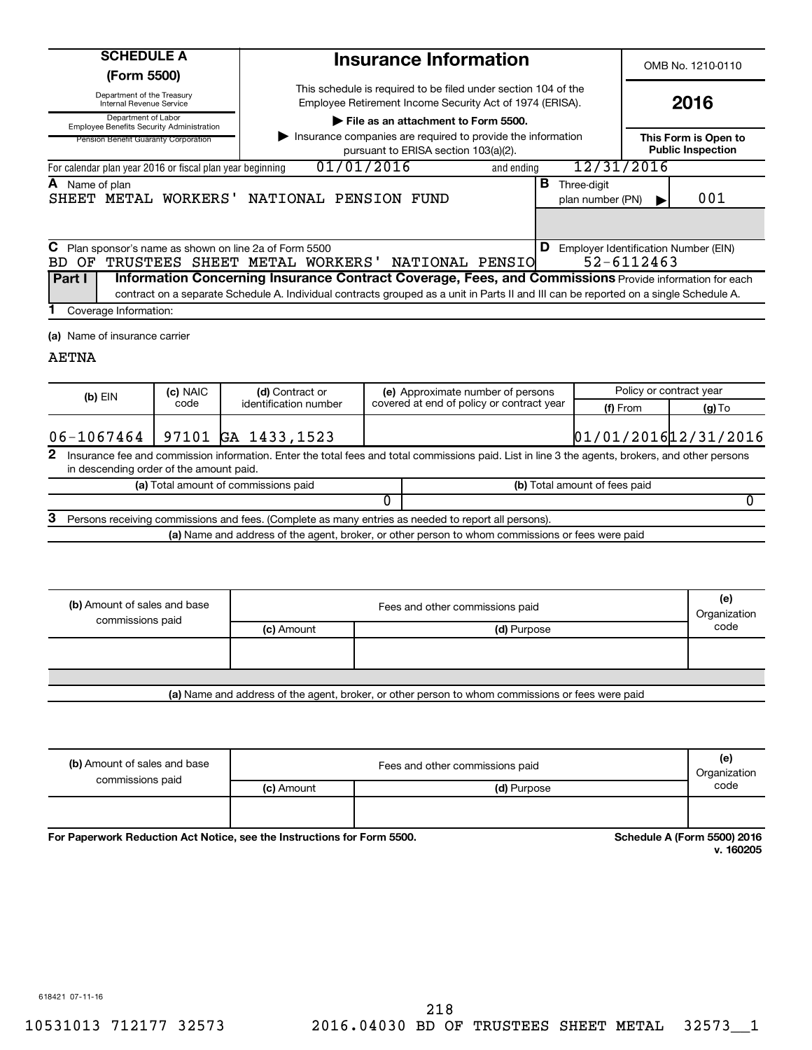# SCHEDULE A (Form 5500)

Department of the Treasury
Internal Revenue Service
Department of Labor
Employee Benefits Security Administration
Pension Benefit Guaranty Corporation

## Insurance Information

This schedule is required to be filed under section 104 of the Employee Retirement Income Security Act of 1974 (ERISA).

▶ **File as an attachment to Form 5500.**

▶ Insurance companies are required to provide the information pursuant to ERISA section 103(a)(2).

OMB No. 1210-0110

**2016**

**This Form is Open to Public Inspection**

For calendar plan year 2016 or fiscal plan year beginning 01/01/2016 and ending 12/31/2016

**A** Name of plan
SHEET METAL WORKERS' NATIONAL PENSION FUND

**B** Three-digit plan number (PN) ▶ 001

**C** Plan sponsor's name as shown on line 2a of Form 5500
BD OF TRUSTEES SHEET METAL WORKERS' NATIONAL PENSIO

**D** Employer Identification Number (EIN)
52-6112463

**Part I** **Information Concerning Insurance Contract Coverage, Fees, and Commissions** Provide information for each contract on a separate Schedule A. Individual contracts grouped as a unit in Parts II and III can be reported on a single Schedule A.

**1** Coverage Information:

**(a)** Name of insurance carrier

AETNA

| (b) EIN | (c) NAIC code | (d) Contract or identification number | (e) Approximate number of persons covered at end of policy or contract year | Policy or contract year (f) From | (g) To |
|---|---|---|---|---|---|
| 06-1067464 | 97101 | GA 1433,1523 | | 01/01/2016 | 12/31/2016 |

**2** Insurance fee and commission information. Enter the total fees and total commissions paid. List in line 3 the agents, brokers, and other persons in descending order of the amount paid.

| (a) Total amount of commissions paid | (b) Total amount of fees paid |
|---|---|
| 0 | 0 |

**3** Persons receiving commissions and fees. (Complete as many entries as needed to report all persons).

**(a)** Name and address of the agent, broker, or other person to whom commissions or fees were paid

| (b) Amount of sales and base commissions paid | Fees and other commissions paid (c) Amount | (d) Purpose | (e) Organization code |
|---|---|---|---|
| | | | |

**(a)** Name and address of the agent, broker, or other person to whom commissions or fees were paid

| (b) Amount of sales and base commissions paid | Fees and other commissions paid (c) Amount | (d) Purpose | (e) Organization code |
|---|---|---|---|
| | | | |

**For Paperwork Reduction Act Notice, see the Instructions for Form 5500.** **Schedule A (Form 5500) 2016**
**v. 160205**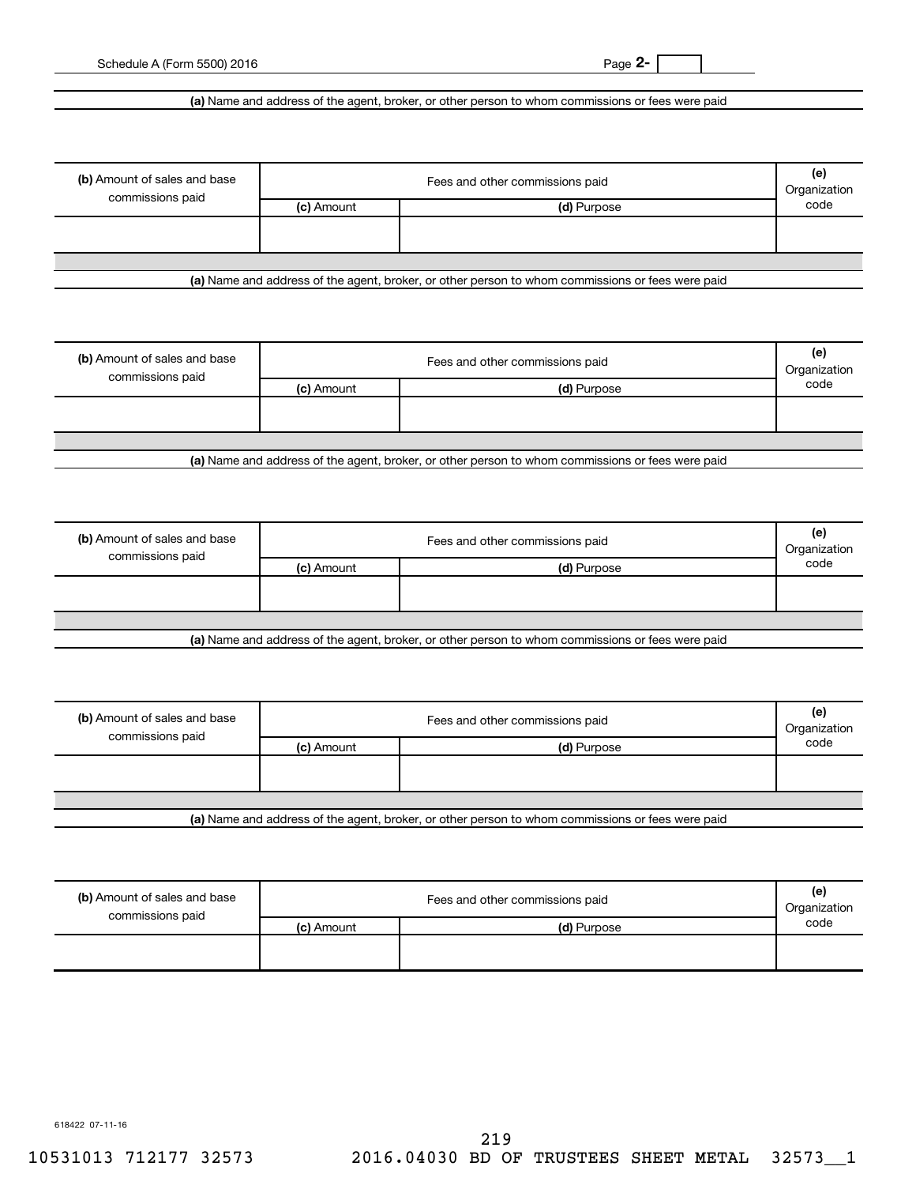(a) Name and address of the agent, broker, or other person to whom commissions or fees were paid

| (b) Amount of sales and base commissions paid | Fees and other commissions paid | | (e) Organization code |
|---|---|---|---|
| | (c) Amount | (d) Purpose | |
| | | | |

(a) Name and address of the agent, broker, or other person to whom commissions or fees were paid

| (b) Amount of sales and base commissions paid | Fees and other commissions paid | | (e) Organization code |
|---|---|---|---|
| | (c) Amount | (d) Purpose | |
| | | | |

(a) Name and address of the agent, broker, or other person to whom commissions or fees were paid

| (b) Amount of sales and base commissions paid | Fees and other commissions paid | | (e) Organization code |
|---|---|---|---|
| | (c) Amount | (d) Purpose | |
| | | | |

(a) Name and address of the agent, broker, or other person to whom commissions or fees were paid

| (b) Amount of sales and base commissions paid | Fees and other commissions paid | | (e) Organization code |
|---|---|---|---|
| | (c) Amount | (d) Purpose | |
| | | | |

(a) Name and address of the agent, broker, or other person to whom commissions or fees were paid

| (b) Amount of sales and base commissions paid | Fees and other commissions paid | | (e) Organization code |
|---|---|---|---|
| | (c) Amount | (d) Purpose | |
| | | | |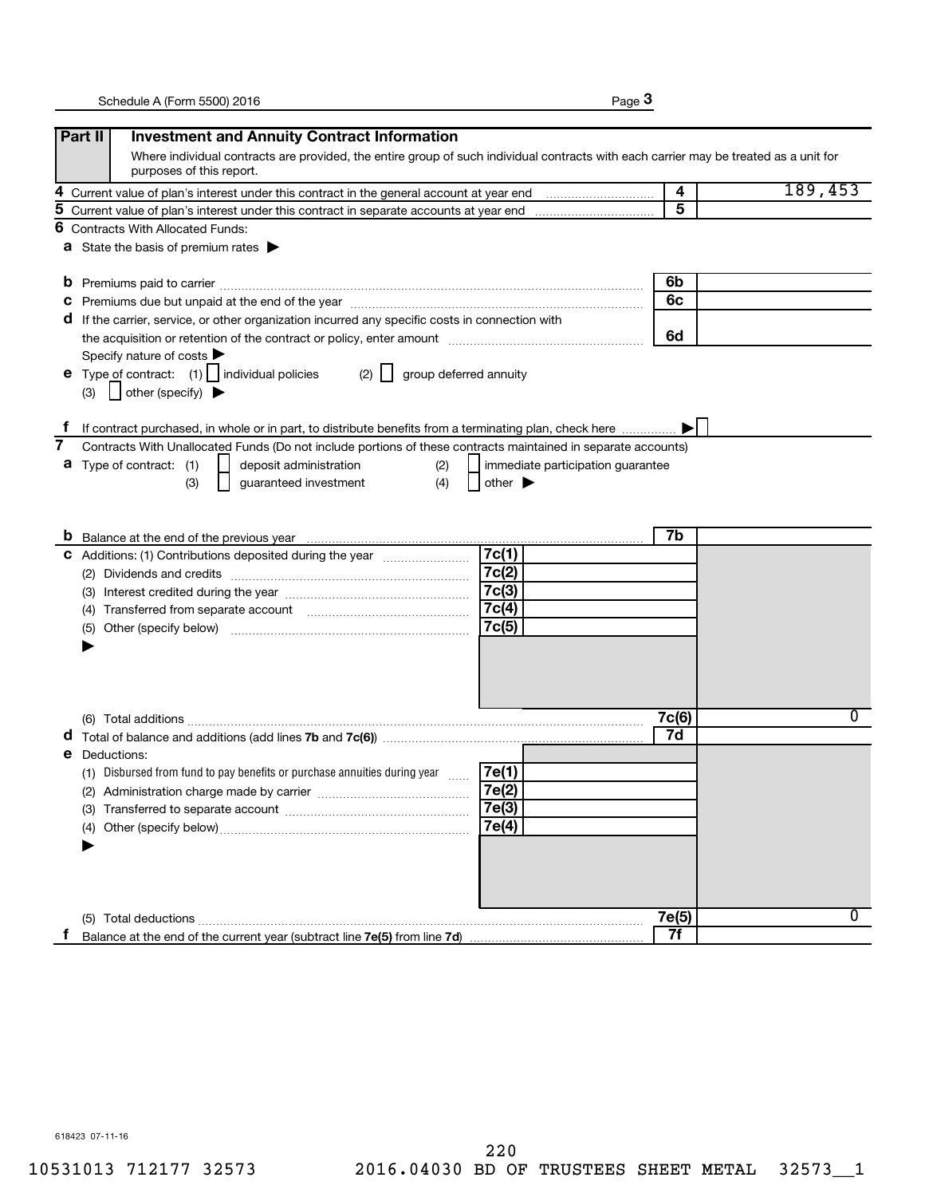## Part II Investment and Annuity Contract Information

Where individual contracts are provided, the entire group of such individual contracts with each carrier may be treated as a unit for purposes of this report.

| | | Line | Amount |
|---|---|---|---|
| 4 | Current value of plan's interest under this contract in the general account at year end | 4 | 189,453 |
| 5 | Current value of plan's interest under this contract in separate accounts at year end | 5 | |

**6** Contracts With Allocated Funds:

**a** State the basis of premium rates ▶

| | | Line | Amount |
|---|---|---|---|
| b | Premiums paid to carrier | 6b | |
| c | Premiums due but unpaid at the end of the year | 6c | |
| d | If the carrier, service, or other organization incurred any specific costs in connection with the acquisition or retention of the contract or policy, enter amount | 6d | |

Specify nature of costs ▶

**e** Type of contract: (1) ☐ individual policies (2) ☐ group deferred annuity

(3) ☐ other (specify) ▶

**f** If contract purchased, in whole or in part, to distribute benefits from a terminating plan, check here ▶ ☐

**7** Contracts With Unallocated Funds (Do not include portions of these contracts maintained in separate accounts)

**a** Type of contract: (1) ☐ deposit administration (2) ☐ immediate participation guarantee

(3) ☐ guaranteed investment (4) ☐ other ▶

| | | Line | Amount | Line | Amount |
|---|---|---|---|---|---|
| b | Balance at the end of the previous year | | | 7b | |
| c | Additions: (1) Contributions deposited during the year | 7c(1) | | | |
| | (2) Dividends and credits | 7c(2) | | | |
| | (3) Interest credited during the year | 7c(3) | | | |
| | (4) Transferred from separate account | 7c(4) | | | |
| | (5) Other (specify below) ▶ | 7c(5) | | | |
| | (6) Total additions | | | 7c(6) | 0 |
| d | Total of balance and additions (add lines **7b** and **7c(6)**) | | | 7d | |
| e | Deductions: | | | | |
| | (1) Disbursed from fund to pay benefits or purchase annuities during year | 7e(1) | | | |
| | (2) Administration charge made by carrier | 7e(2) | | | |
| | (3) Transferred to separate account | 7e(3) | | | |
| | (4) Other (specify below) ▶ | 7e(4) | | | |
| | (5) Total deductions | | | 7e(5) | 0 |
| f | Balance at the end of the current year (subtract line **7e(5)** from line **7d**) | | | 7f | |

618423 07-11-16

10531013 712177 32573 2016.04030 BD OF TRUSTEES SHEET METAL 32573__1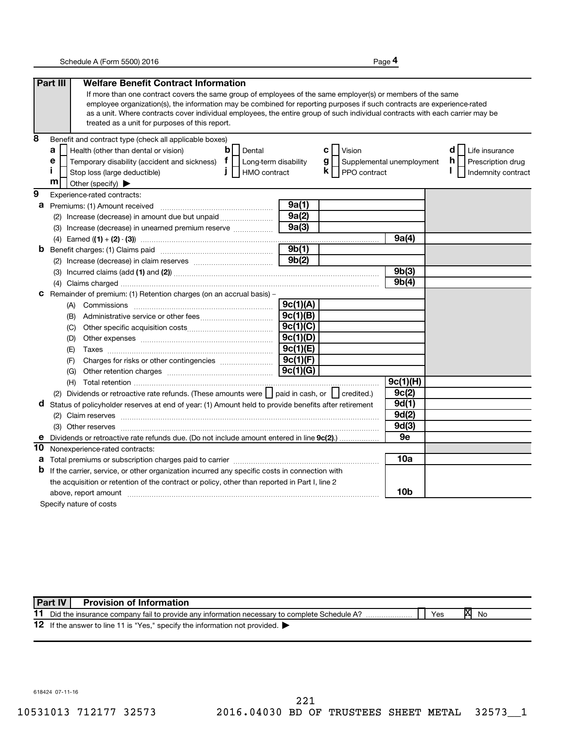Schedule A (Form 5500) 2016

## Part III Welfare Benefit Contract Information

If more than one contract covers the same group of employees of the same employer(s) or members of the same employee organization(s), the information may be combined for reporting purposes if such contracts are experience-rated as a unit. Where contracts cover individual employees, the entire group of such individual contracts with each carrier may be treated as a unit for purposes of this report.

**8** Benefit and contract type (check all applicable boxes)

- **a** [ ] Health (other than dental or vision)
- **b** [ ] Dental
- **c** [ ] Vision
- **d** [ ] Life insurance
- **e** [ ] Temporary disability (accident and sickness)
- **f** [ ] Long-term disability
- **g** [ ] Supplemental unemployment
- **h** [ ] Prescription drug
- **i** [ ] Stop loss (large deductible)
- **j** [ ] HMO contract
- **k** [ ] PPO contract
- **l** [ ] Indemnity contract
- **m** [ ] Other (specify) ▶

**9** Experience-rated contracts:

| Line | Description | Line | Amount |
|---|---|---|---|
| **a** | Premiums: (1) Amount received | 9a(1) | |
| | (2) Increase (decrease) in amount due but unpaid | 9a(2) | |
| | (3) Increase (decrease) in unearned premium reserve | 9a(3) | |
| | (4) Earned ((1) + (2) - (3)) | 9a(4) | |
| **b** | Benefit charges: (1) Claims paid | 9b(1) | |
| | (2) Increase (decrease) in claim reserves | 9b(2) | |
| | (3) Incurred claims (add (1) and (2)) | 9b(3) | |
| | (4) Claims charged | 9b(4) | |
| **c** | Remainder of premium: (1) Retention charges (on an accrual basis) -- | | |
| | (A) Commissions | 9c(1)(A) | |
| | (B) Administrative service or other fees | 9c(1)(B) | |
| | (C) Other specific acquisition costs | 9c(1)(C) | |
| | (D) Other expenses | 9c(1)(D) | |
| | (E) Taxes | 9c(1)(E) | |
| | (F) Charges for risks or other contingencies | 9c(1)(F) | |
| | (G) Other retention charges | 9c(1)(G) | |
| | (H) Total retention | 9c(1)(H) | |
| | (2) Dividends or retroactive rate refunds. (These amounts were [ ] paid in cash, or [ ] credited.) | 9c(2) | |
| **d** | Status of policyholder reserves at end of year: (1) Amount held to provide benefits after retirement | 9d(1) | |
| | (2) Claim reserves | 9d(2) | |
| | (3) Other reserves | 9d(3) | |
| **e** | Dividends or retroactive rate refunds due. (Do not include amount entered in line 9c(2).) | 9e | |

**10** Nonexperience-rated contracts:

| Line | Description | Line | Amount |
|---|---|---|---|
| **a** | Total premiums or subscription charges paid to carrier | 10a | |
| **b** | If the carrier, service, or other organization incurred any specific costs in connection with the acquisition or retention of the contract or policy, other than reported in Part I, line 2 above, report amount | 10b | |

Specify nature of costs

## Part IV Provision of Information

**11** Did the insurance company fail to provide any information necessary to complete Schedule A? [ ] Yes [X] No

**12** If the answer to line 11 is "Yes," specify the information not provided. ▶

618424 07-11-16

10531013 712177 32573 2016.04030 BD OF TRUSTEES SHEET METAL 32573__1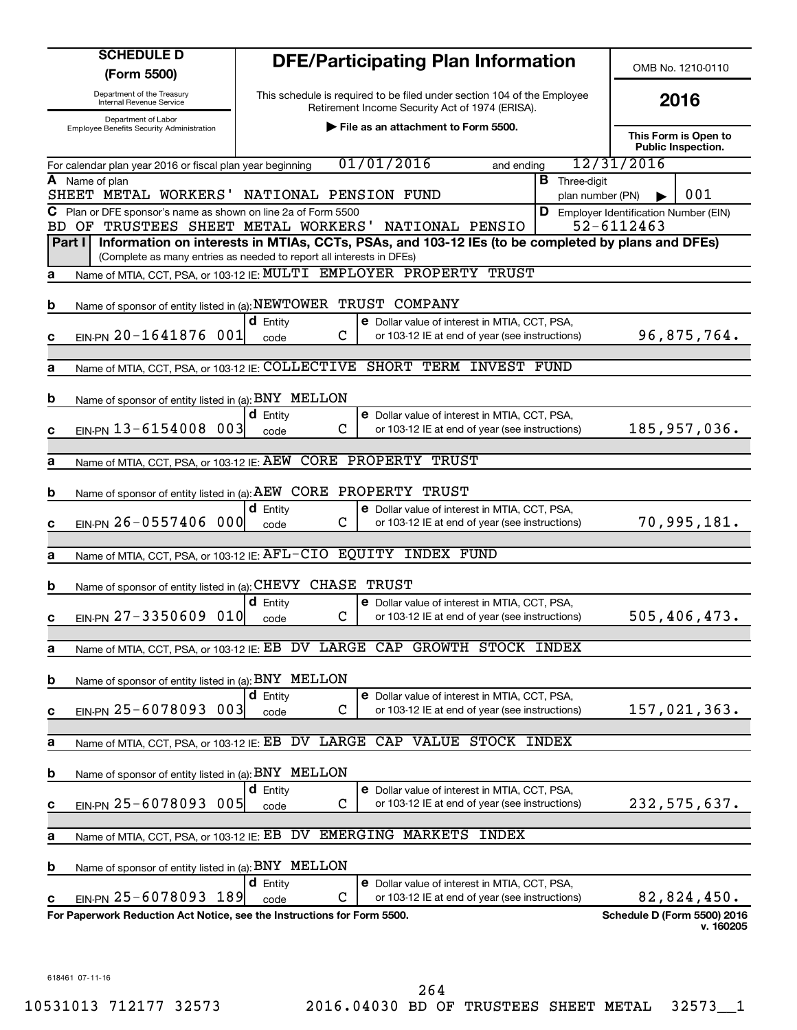# SCHEDULE D (Form 5500)

Department of the Treasury
Internal Revenue Service

Department of Labor
Employee Benefits Security Administration

## DFE/Participating Plan Information

This schedule is required to be filed under section 104 of the Employee Retirement Income Security Act of 1974 (ERISA).

▶ File as an attachment to Form 5500.

OMB No. 1210-0110

**2016**

**This Form is Open to Public Inspection.**

For calendar plan year 2016 or fiscal plan year beginning 01/01/2016 and ending 12/31/2016

**A** Name of plan
SHEET METAL WORKERS' NATIONAL PENSION FUND

**B** Three-digit plan number (PN) ▶ 001

**C** Plan or DFE sponsor's name as shown on line 2a of Form 5500
BD OF TRUSTEES SHEET METAL WORKERS' NATIONAL PENSIO

**D** Employer Identification Number (EIN)
52-6112463

**Part I** **Information on interests in MTIAs, CCTs, PSAs, and 103-12 IEs (to be completed by plans and DFEs)**
(Complete as many entries as needed to report all interests in DFEs)

**a** Name of MTIA, CCT, PSA, or 103-12 IE: MULTI EMPLOYER PROPERTY TRUST

**b** Name of sponsor of entity listed in (a): NEWTOWER TRUST COMPANY

**c** EIN-PN 20-1641876 001 | **d** Entity code C | **e** Dollar value of interest in MTIA, CCT, PSA, or 103-12 IE at end of year (see instructions) 96,875,764.

**a** Name of MTIA, CCT, PSA, or 103-12 IE: COLLECTIVE SHORT TERM INVEST FUND

**b** Name of sponsor of entity listed in (a): BNY MELLON

**c** EIN-PN 13-6154008 003 | **d** Entity code C | **e** Dollar value of interest in MTIA, CCT, PSA, or 103-12 IE at end of year (see instructions) 185,957,036.

**a** Name of MTIA, CCT, PSA, or 103-12 IE: AEW CORE PROPERTY TRUST

**b** Name of sponsor of entity listed in (a): AEW CORE PROPERTY TRUST

**c** EIN-PN 26-0557406 000 | **d** Entity code C | **e** Dollar value of interest in MTIA, CCT, PSA, or 103-12 IE at end of year (see instructions) 70,995,181.

**a** Name of MTIA, CCT, PSA, or 103-12 IE: AFL-CIO EQUITY INDEX FUND

**b** Name of sponsor of entity listed in (a): CHEVY CHASE TRUST

**c** EIN-PN 27-3350609 010 | **d** Entity code C | **e** Dollar value of interest in MTIA, CCT, PSA, or 103-12 IE at end of year (see instructions) 505,406,473.

**a** Name of MTIA, CCT, PSA, or 103-12 IE: EB DV LARGE CAP GROWTH STOCK INDEX

**b** Name of sponsor of entity listed in (a): BNY MELLON

**c** EIN-PN 25-6078093 003 | **d** Entity code C | **e** Dollar value of interest in MTIA, CCT, PSA, or 103-12 IE at end of year (see instructions) 157,021,363.

**a** Name of MTIA, CCT, PSA, or 103-12 IE: EB DV LARGE CAP VALUE STOCK INDEX

**b** Name of sponsor of entity listed in (a): BNY MELLON

**c** EIN-PN 25-6078093 005 | **d** Entity code C | **e** Dollar value of interest in MTIA, CCT, PSA, or 103-12 IE at end of year (see instructions) 232,575,637.

**a** Name of MTIA, CCT, PSA, or 103-12 IE: EB DV EMERGING MARKETS INDEX

**b** Name of sponsor of entity listed in (a): BNY MELLON

**c** EIN-PN 25-6078093 189 | **d** Entity code C | **e** Dollar value of interest in MTIA, CCT, PSA, or 103-12 IE at end of year (see instructions) 82,824,450.

**For Paperwork Reduction Act Notice, see the Instructions for Form 5500.**

**Schedule D (Form 5500) 2016**
**v. 160205**

618461 07-11-16

10531013 712177 32573 2016.04030 BD OF TRUSTEES SHEET METAL 32573__1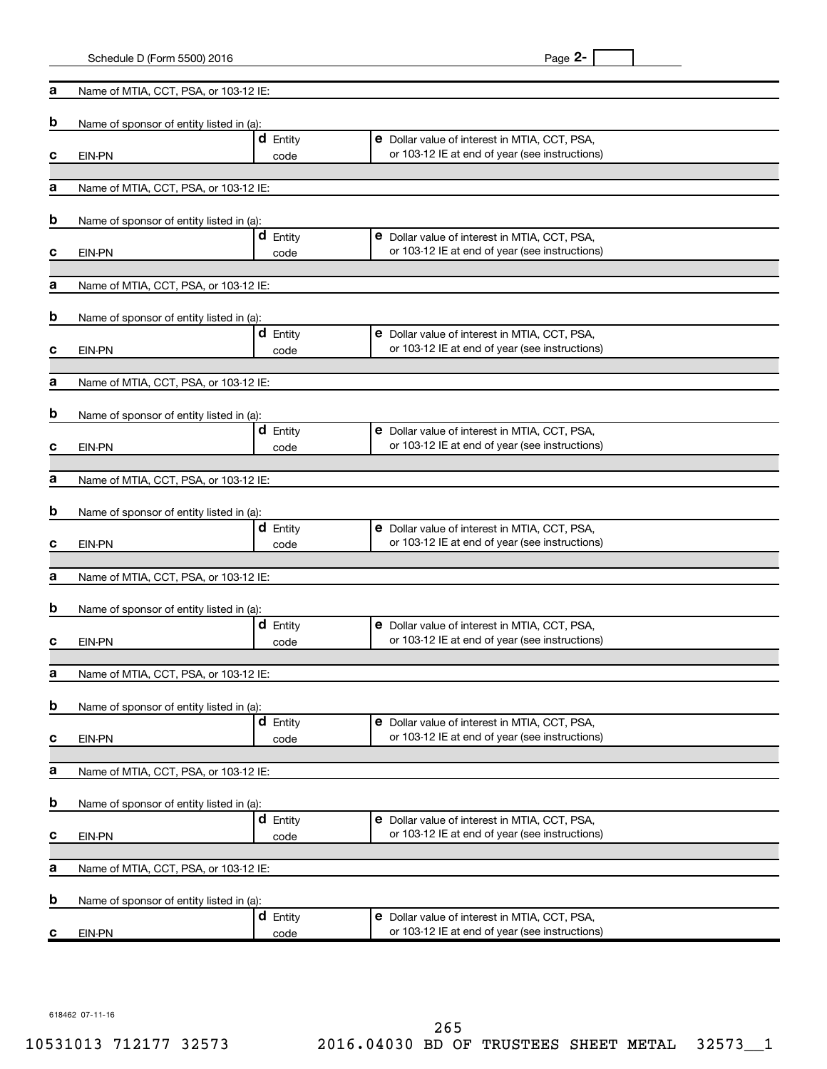Schedule D (Form 5500) 2016 Page **2-**

**a** Name of MTIA, CCT, PSA, or 103-12 IE:

**b** Name of sponsor of entity listed in (a):

| **c** EIN-PN | **d** Entity code | **e** Dollar value of interest in MTIA, CCT, PSA, or 103-12 IE at end of year (see instructions) |
|---|---|---|

**a** Name of MTIA, CCT, PSA, or 103-12 IE:

**b** Name of sponsor of entity listed in (a):

| **c** EIN-PN | **d** Entity code | **e** Dollar value of interest in MTIA, CCT, PSA, or 103-12 IE at end of year (see instructions) |
|---|---|---|

**a** Name of MTIA, CCT, PSA, or 103-12 IE:

**b** Name of sponsor of entity listed in (a):

| **c** EIN-PN | **d** Entity code | **e** Dollar value of interest in MTIA, CCT, PSA, or 103-12 IE at end of year (see instructions) |
|---|---|---|

**a** Name of MTIA, CCT, PSA, or 103-12 IE:

**b** Name of sponsor of entity listed in (a):

| **c** EIN-PN | **d** Entity code | **e** Dollar value of interest in MTIA, CCT, PSA, or 103-12 IE at end of year (see instructions) |
|---|---|---|

**a** Name of MTIA, CCT, PSA, or 103-12 IE:

**b** Name of sponsor of entity listed in (a):

| **c** EIN-PN | **d** Entity code | **e** Dollar value of interest in MTIA, CCT, PSA, or 103-12 IE at end of year (see instructions) |
|---|---|---|

**a** Name of MTIA, CCT, PSA, or 103-12 IE:

**b** Name of sponsor of entity listed in (a):

| **c** EIN-PN | **d** Entity code | **e** Dollar value of interest in MTIA, CCT, PSA, or 103-12 IE at end of year (see instructions) |
|---|---|---|

**a** Name of MTIA, CCT, PSA, or 103-12 IE:

**b** Name of sponsor of entity listed in (a):

| **c** EIN-PN | **d** Entity code | **e** Dollar value of interest in MTIA, CCT, PSA, or 103-12 IE at end of year (see instructions) |
|---|---|---|

**a** Name of MTIA, CCT, PSA, or 103-12 IE:

**b** Name of sponsor of entity listed in (a):

| **c** EIN-PN | **d** Entity code | **e** Dollar value of interest in MTIA, CCT, PSA, or 103-12 IE at end of year (see instructions) |
|---|---|---|

618462 07-11-16

10531013 712177 32573 2016.04030 BD OF TRUSTEES SHEET METAL 32573__1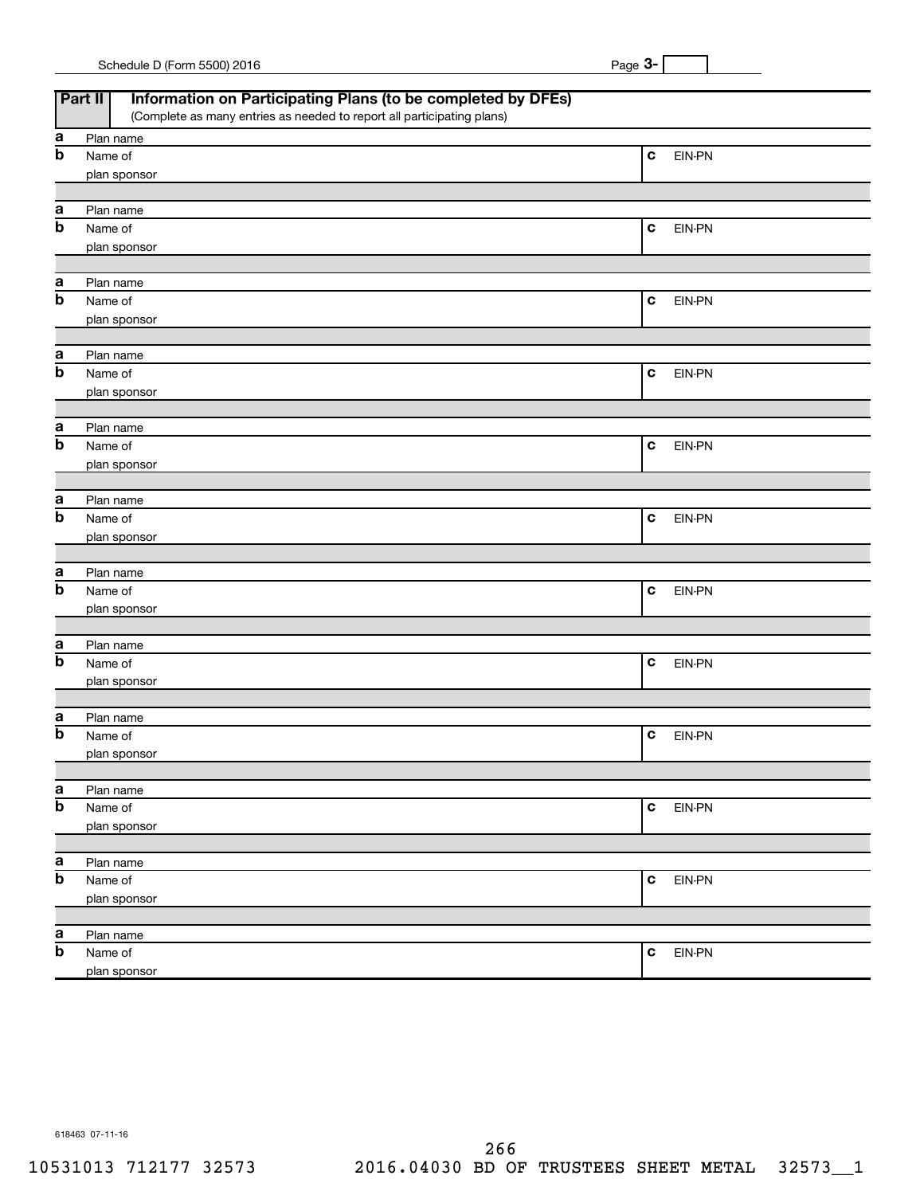## Part II Information on Participating Plans (to be completed by DFEs)

(Complete as many entries as needed to report all participating plans)

| | | | |
|---|---|---|---|
| **a** | Plan name | | |
| **b** | Name of plan sponsor | **c** | EIN-PN |
| **a** | Plan name | | |
| **b** | Name of plan sponsor | **c** | EIN-PN |
| **a** | Plan name | | |
| **b** | Name of plan sponsor | **c** | EIN-PN |
| **a** | Plan name | | |
| **b** | Name of plan sponsor | **c** | EIN-PN |
| **a** | Plan name | | |
| **b** | Name of plan sponsor | **c** | EIN-PN |
| **a** | Plan name | | |
| **b** | Name of plan sponsor | **c** | EIN-PN |
| **a** | Plan name | | |
| **b** | Name of plan sponsor | **c** | EIN-PN |
| **a** | Plan name | | |
| **b** | Name of plan sponsor | **c** | EIN-PN |
| **a** | Plan name | | |
| **b** | Name of plan sponsor | **c** | EIN-PN |
| **a** | Plan name | | |
| **b** | Name of plan sponsor | **c** | EIN-PN |
| **a** | Plan name | | |
| **b** | Name of plan sponsor | **c** | EIN-PN |
| **a** | Plan name | | |
| **b** | Name of plan sponsor | **c** | EIN-PN |

618463 07-11-16

10531013 712177 32573 2016.04030 BD OF TRUSTEES SHEET METAL 32573__1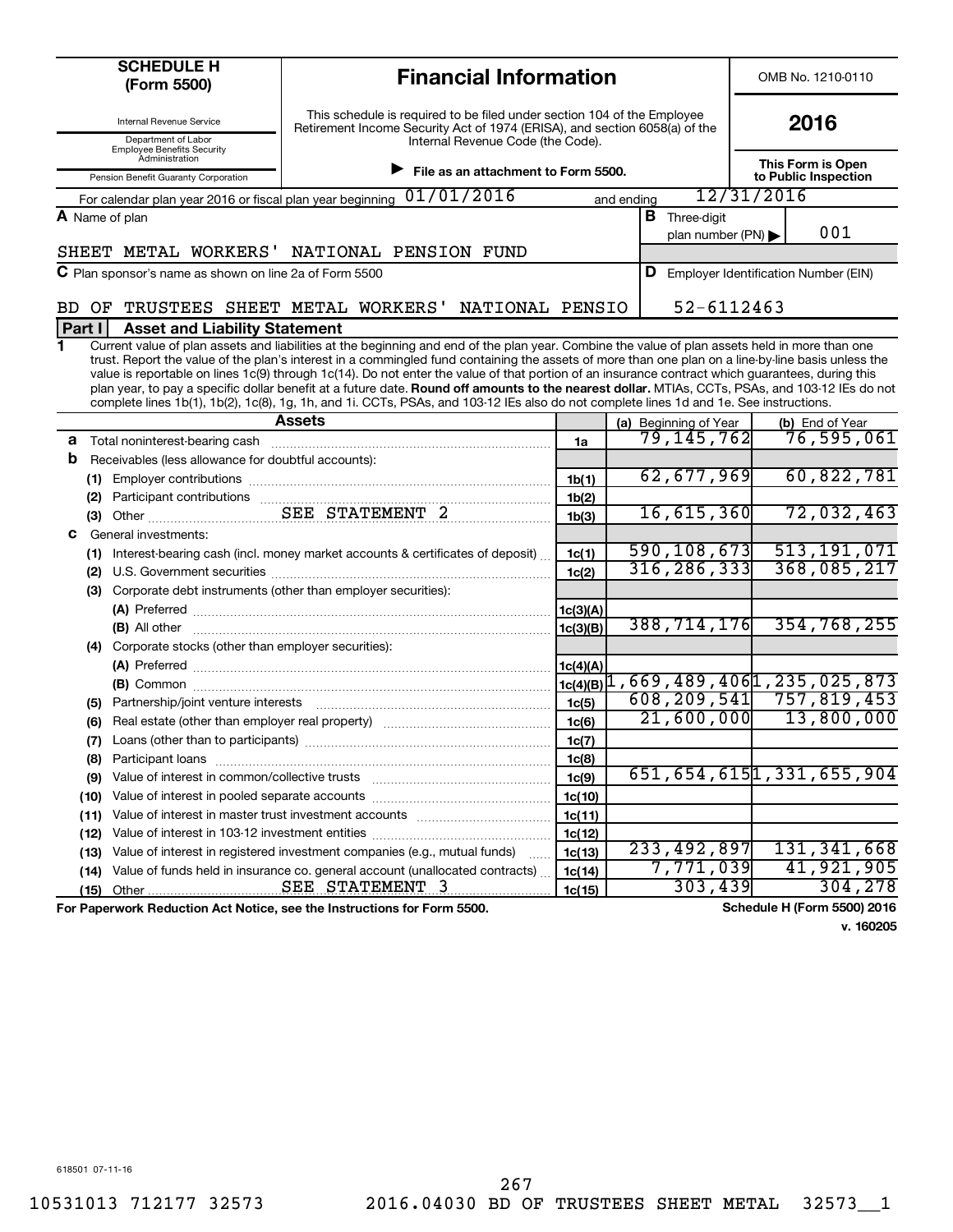# SCHEDULE H (Form 5500)

## Financial Information

OMB No. 1210-0110

**2016**

Internal Revenue Service
Department of Labor
Employee Benefits Security Administration
Pension Benefit Guaranty Corporation

This schedule is required to be filed under section 104 of the Employee Retirement Income Security Act of 1974 (ERISA), and section 6058(a) of the Internal Revenue Code (the Code).

▶ **File as an attachment to Form 5500.**

**This Form is Open to Public Inspection**

For calendar plan year 2016 or fiscal plan year beginning 01/01/2016 and ending 12/31/2016

**A** Name of plan
SHEET METAL WORKERS' NATIONAL PENSION FUND

**B** Three-digit plan number (PN) ▶ 001

**C** Plan sponsor's name as shown on line 2a of Form 5500
BD OF TRUSTEES SHEET METAL WORKERS' NATIONAL PENSIO

**D** Employer Identification Number (EIN)
52-6112463

### Part I Asset and Liability Statement

**1** Current value of plan assets and liabilities at the beginning and end of the plan year. Combine the value of plan assets held in more than one trust. Report the value of the plan's interest in a commingled fund containing the assets of more than one plan on a line-by-line basis unless the value is reportable on lines 1c(9) through 1c(14). Do not enter the value of that portion of an insurance contract which guarantees, during this plan year, to pay a specific dollar benefit at a future date. **Round off amounts to the nearest dollar.** MTIAs, CCTs, PSAs, and 103-12 IEs do not complete lines 1b(1), 1b(2), 1c(8), 1g, 1h, and 1i. CCTs, PSAs, and 103-12 IEs also do not complete lines 1d and 1e. See instructions.

| Assets | | (a) Beginning of Year | (b) End of Year |
|---|---|---|---|
| **a** Total noninterest-bearing cash | 1a | 79,145,762 | 76,595,061 |
| **b** Receivables (less allowance for doubtful accounts): | | | |
| (1) Employer contributions | 1b(1) | 62,677,969 | 60,822,781 |
| (2) Participant contributions | 1b(2) | | |
| (3) Other SEE STATEMENT 2 | 1b(3) | 16,615,360 | 72,032,463 |
| **c** General investments: | | | |
| (1) Interest-bearing cash (incl. money market accounts & certificates of deposit) | 1c(1) | 590,108,673 | 513,191,071 |
| (2) U.S. Government securities | 1c(2) | 316,286,333 | 368,085,217 |
| (3) Corporate debt instruments (other than employer securities): | | | |
| (A) Preferred | 1c(3)(A) | | |
| (B) All other | 1c(3)(B) | 388,714,176 | 354,768,255 |
| (4) Corporate stocks (other than employer securities): | | | |
| (A) Preferred | 1c(4)(A) | | |
| (B) Common | 1c(4)(B) | 1,669,489,406 | 1,235,025,873 |
| (5) Partnership/joint venture interests | 1c(5) | 608,209,541 | 757,819,453 |
| (6) Real estate (other than employer real property) | 1c(6) | 21,600,000 | 13,800,000 |
| (7) Loans (other than to participants) | 1c(7) | | |
| (8) Participant loans | 1c(8) | | |
| (9) Value of interest in common/collective trusts | 1c(9) | 651,654,615 | 1,331,655,904 |
| (10) Value of interest in pooled separate accounts | 1c(10) | | |
| (11) Value of interest in master trust investment accounts | 1c(11) | | |
| (12) Value of interest in 103-12 investment entities | 1c(12) | | |
| (13) Value of interest in registered investment companies (e.g., mutual funds) | 1c(13) | 233,492,897 | 131,341,668 |
| (14) Value of funds held in insurance co. general account (unallocated contracts) | 1c(14) | 7,771,039 | 41,921,905 |
| (15) Other SEE STATEMENT 3 | 1c(15) | 303,439 | 304,278 |

**For Paperwork Reduction Act Notice, see the Instructions for Form 5500.**

**Schedule H (Form 5500) 2016**
**v. 160205**

618501 07-11-16

10531013 712177 32573 2016.04030 BD OF TRUSTEES SHEET METAL 32573__1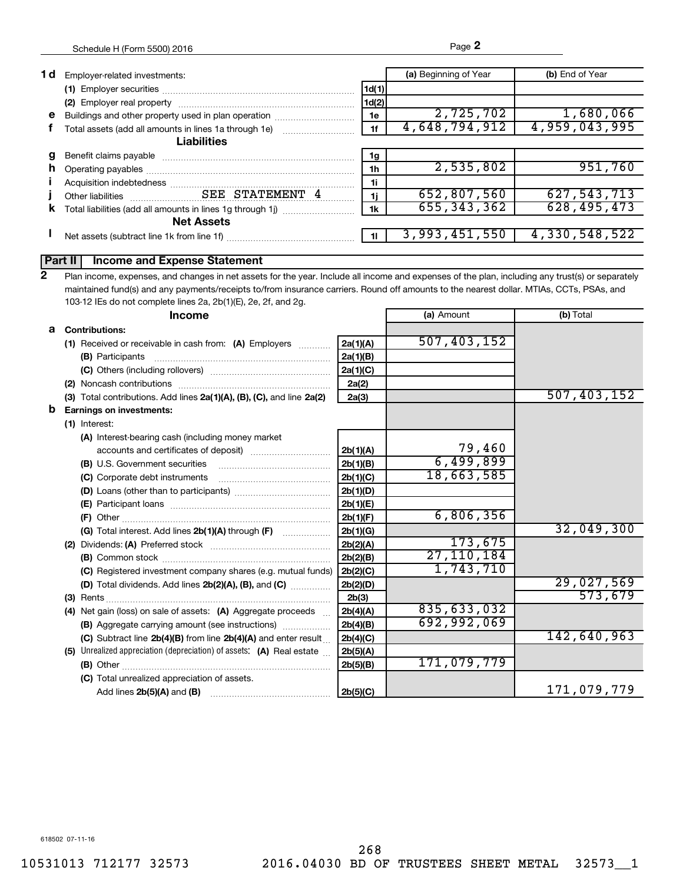Schedule H (Form 5500) 2016

| | | | (a) Beginning of Year | (b) End of Year |
|---|---|---|---|---|
| 1 d | Employer-related investments: | | | |
| | (1) Employer securities | 1d(1) | | |
| | (2) Employer real property | 1d(2) | | |
| e | Buildings and other property used in plan operation | 1e | 2,725,702 | 1,680,066 |
| f | Total assets (add all amounts in lines 1a through 1e) | 1f | 4,648,794,912 | 4,959,043,995 |
| | **Liabilities** | | | |
| g | Benefit claims payable | 1g | | |
| h | Operating payables | 1h | 2,535,802 | 951,760 |
| i | Acquisition indebtedness | 1i | | |
| j | Other liabilities SEE STATEMENT 4 | 1j | 652,807,560 | 627,543,713 |
| k | Total liabilities (add all amounts in lines 1g through 1j) | 1k | 655,343,362 | 628,495,473 |
| | **Net Assets** | | | |
| l | Net assets (subtract line 1k from line 1f) | 1l | 3,993,451,550 | 4,330,548,522 |

## Part II Income and Expense Statement

**2** Plan income, expenses, and changes in net assets for the year. Include all income and expenses of the plan, including any trust(s) or separately maintained fund(s) and any payments/receipts to/from insurance carriers. Round off amounts to the nearest dollar. MTIAs, CCTs, PSAs, and 103-12 IEs do not complete lines 2a, 2b(1)(E), 2e, 2f, and 2g.

| | Income | | (a) Amount | (b) Total |
|---|---|---|---|---|
| a | **Contributions:** | | | |
| | (1) Received or receivable in cash from: (A) Employers | 2a(1)(A) | 507,403,152 | |
| | (B) Participants | 2a(1)(B) | | |
| | (C) Others (including rollovers) | 2a(1)(C) | | |
| | (2) Noncash contributions | 2a(2) | | |
| | (3) Total contributions. Add lines 2a(1)(A), (B), (C), and line 2a(2) | 2a(3) | | 507,403,152 |
| b | **Earnings on investments:** | | | |
| | (1) Interest: | | | |
| | (A) Interest-bearing cash (including money market accounts and certificates of deposit) | 2b(1)(A) | 79,460 | |
| | (B) U.S. Government securities | 2b(1)(B) | 6,499,899 | |
| | (C) Corporate debt instruments | 2b(1)(C) | 18,663,585 | |
| | (D) Loans (other than to participants) | 2b(1)(D) | | |
| | (E) Participant loans | 2b(1)(E) | | |
| | (F) Other | 2b(1)(F) | 6,806,356 | |
| | (G) Total interest. Add lines 2b(1)(A) through (F) | 2b(1)(G) | | 32,049,300 |
| | (2) Dividends: (A) Preferred stock | 2b(2)(A) | 173,675 | |
| | (B) Common stock | 2b(2)(B) | 27,110,184 | |
| | (C) Registered investment company shares (e.g. mutual funds) | 2b(2)(C) | 1,743,710 | |
| | (D) Total dividends. Add lines 2b(2)(A), (B), and (C) | 2b(2)(D) | | 29,027,569 |
| | (3) Rents | 2b(3) | | 573,679 |
| | (4) Net gain (loss) on sale of assets: (A) Aggregate proceeds | 2b(4)(A) | 835,633,032 | |
| | (B) Aggregate carrying amount (see instructions) | 2b(4)(B) | 692,992,069 | |
| | (C) Subtract line 2b(4)(B) from line 2b(4)(A) and enter result | 2b(4)(C) | | 142,640,963 |
| | (5) Unrealized appreciation (depreciation) of assets: (A) Real estate | 2b(5)(A) | | |
| | (B) Other | 2b(5)(B) | 171,079,779 | |
| | (C) Total unrealized appreciation of assets. Add lines 2b(5)(A) and (B) | 2b(5)(C) | | 171,079,779 |

618502 07-11-16

10531013 712177 32573 2016.04030 BD OF TRUSTEES SHEET METAL 32573__1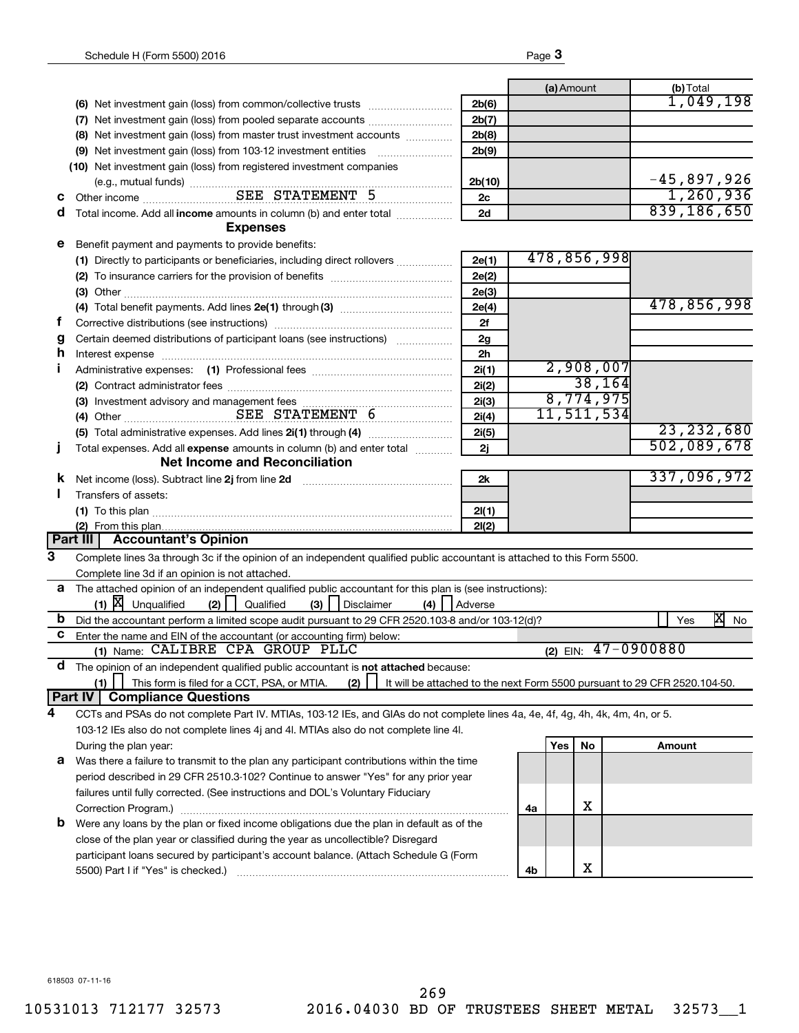| | | | (a) Amount | (b) Total |
|---|---|---|---|---|
| | (6) Net investment gain (loss) from common/collective trusts | 2b(6) | | 1,049,198 |
| | (7) Net investment gain (loss) from pooled separate accounts | 2b(7) | | |
| | (8) Net investment gain (loss) from master trust investment accounts | 2b(8) | | |
| | (9) Net investment gain (loss) from 103-12 investment entities | 2b(9) | | |
| | (10) Net investment gain (loss) from registered investment companies (e.g., mutual funds) | 2b(10) | | -45,897,926 |
| c | Other income SEE STATEMENT 5 | 2c | | 1,260,936 |
| d | Total income. Add all **income** amounts in column (b) and enter total | 2d | | 839,186,650 |
| | **Expenses** | | | |
| e | Benefit payment and payments to provide benefits: | | | |
| | (1) Directly to participants or beneficiaries, including direct rollovers | 2e(1) | 478,856,998 | |
| | (2) To insurance carriers for the provision of benefits | 2e(2) | | |
| | (3) Other | 2e(3) | | |
| | (4) Total benefit payments. Add lines 2e(1) through (3) | 2e(4) | | 478,856,998 |
| f | Corrective distributions (see instructions) | 2f | | |
| g | Certain deemed distributions of participant loans (see instructions) | 2g | | |
| h | Interest expense | 2h | | |
| i | Administrative expenses: (1) Professional fees | 2i(1) | 2,908,007 | |
| | (2) Contract administrator fees | 2i(2) | 38,164 | |
| | (3) Investment advisory and management fees | 2i(3) | 8,774,975 | |
| | (4) Other SEE STATEMENT 6 | 2i(4) | 11,511,534 | |
| | (5) Total administrative expenses. Add lines 2i(1) through (4) | 2i(5) | | 23,232,680 |
| j | Total expenses. Add all **expense** amounts in column (b) and enter total | 2j | | 502,089,678 |
| | **Net Income and Reconciliation** | | | |
| k | Net income (loss). Subtract line 2j from line 2d | 2k | | 337,096,972 |
| l | Transfers of assets: | | | |
| | (1) To this plan | 2l(1) | | |
| | (2) From this plan | 2l(2) | | |

## Part III Accountant's Opinion

**3** Complete lines 3a through 3c if the opinion of an independent qualified public accountant is attached to this Form 5500. Complete line 3d if an opinion is not attached.

**a** The attached opinion of an independent qualified public accountant for this plan is (see instructions):
(1) [X] Unqualified (2) [ ] Qualified (3) [ ] Disclaimer (4) [ ] Adverse

**b** Did the accountant perform a limited scope audit pursuant to 29 CFR 2520.103-8 and/or 103-12(d)? [ ] Yes [X] No

**c** Enter the name and EIN of the accountant (or accounting firm) below:
(1) Name: CALIBRE CPA GROUP PLLC (2) EIN: 47-0900880

**d** The opinion of an independent qualified public accountant is **not attached** because:
(1) [ ] This form is filed for a CCT, PSA, or MTIA. (2) [ ] It will be attached to the next Form 5500 pursuant to 29 CFR 2520.104-50.

## Part IV Compliance Questions

**4** CCTs and PSAs do not complete Part IV. MTIAs, 103-12 IEs, and GIAs do not complete lines 4a, 4e, 4f, 4g, 4h, 4k, 4m, 4n, or 5. 103-12 IEs also do not complete lines 4j and 4l. MTIAs also do not complete line 4l.

| During the plan year: | | Yes | No | Amount |
|---|---|---|---|---|
| **a** Was there a failure to transmit to the plan any participant contributions within the time period described in 29 CFR 2510.3-102? Continue to answer "Yes" for any prior year failures until fully corrected. (See instructions and DOL's Voluntary Fiduciary Correction Program.) | 4a | | X | |
| **b** Were any loans by the plan or fixed income obligations due the plan in default as of the close of the plan year or classified during the year as uncollectible? Disregard participant loans secured by participant's account balance. (Attach Schedule G (Form 5500) Part I if "Yes" is checked.) | 4b | | X | |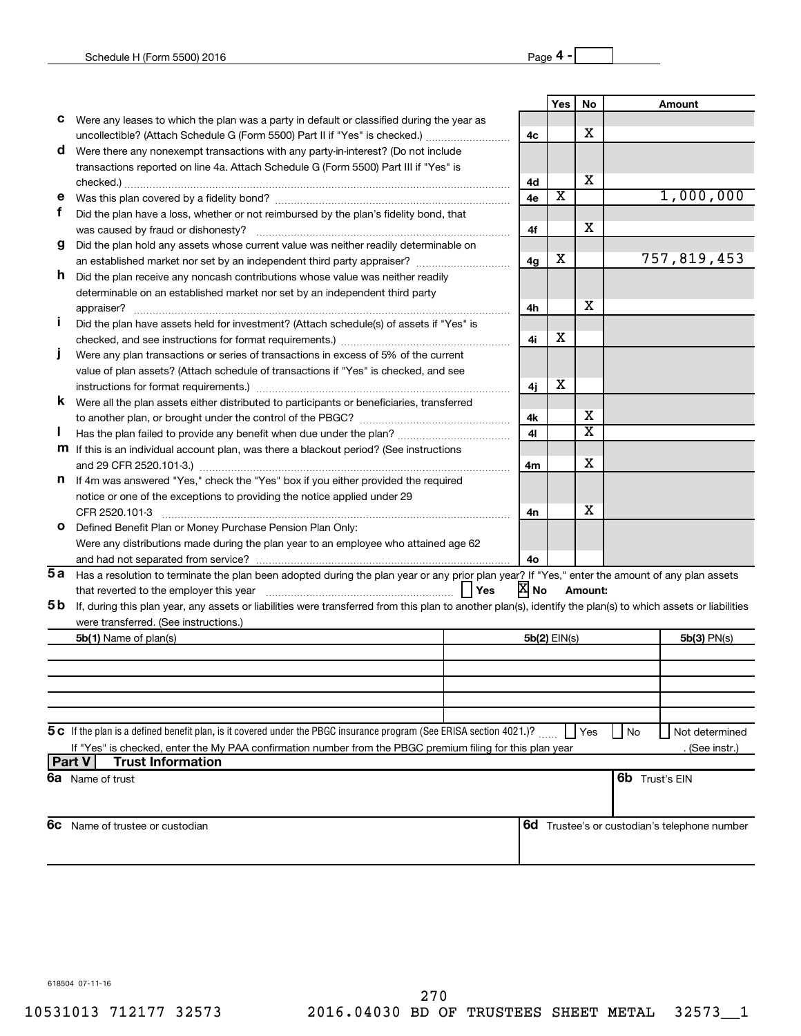| | | | Yes | No | Amount |
|---|---|---|---|---|---|
| **c** | Were any leases to which the plan was a party in default or classified during the year as uncollectible? (Attach Schedule G (Form 5500) Part II if "Yes" is checked.) | 4c | | X | |
| **d** | Were there any nonexempt transactions with any party-in-interest? (Do not include transactions reported on line 4a. Attach Schedule G (Form 5500) Part III if "Yes" is checked.) | 4d | | X | |
| **e** | Was this plan covered by a fidelity bond? | 4e | X | | 1,000,000 |
| **f** | Did the plan have a loss, whether or not reimbursed by the plan's fidelity bond, that was caused by fraud or dishonesty? | 4f | | X | |
| **g** | Did the plan hold any assets whose current value was neither readily determinable on an established market nor set by an independent third party appraiser? | 4g | X | | 757,819,453 |
| **h** | Did the plan receive any noncash contributions whose value was neither readily determinable on an established market nor set by an independent third party appraiser? | 4h | | X | |
| **i** | Did the plan have assets held for investment? (Attach schedule(s) of assets if "Yes" is checked, and see instructions for format requirements.) | 4i | X | | |
| **j** | Were any plan transactions or series of transactions in excess of 5% of the current value of plan assets? (Attach schedule of transactions if "Yes" is checked, and see instructions for format requirements.) | 4j | X | | |
| **k** | Were all the plan assets either distributed to participants or beneficiaries, transferred to another plan, or brought under the control of the PBGC? | 4k | | X | |
| **l** | Has the plan failed to provide any benefit when due under the plan? | 4l | | X | |
| **m** | If this is an individual account plan, was there a blackout period? (See instructions and 29 CFR 2520.101-3.) | 4m | | X | |
| **n** | If 4m was answered "Yes," check the "Yes" box if you either provided the required notice or one of the exceptions to providing the notice applied under 29 CFR 2520.101-3 | 4n | | X | |
| **o** | Defined Benefit Plan or Money Purchase Pension Plan Only: Were any distributions made during the plan year to an employee who attained age 62 and had not separated from service? | 4o | | | |

**5a** Has a resolution to terminate the plan been adopted during the plan year or any prior plan year? If "Yes," enter the amount of any plan assets that reverted to the employer this year ☐ Yes ☒ No **Amount:**

**5b** If, during this plan year, any assets or liabilities were transferred from this plan to another plan(s), identify the plan(s) to which assets or liabilities were transferred. (See instructions.)

| **5b(1)** Name of plan(s) | **5b(2)** EIN(s) | **5b(3)** PN(s) |
|---|---|---|
| | | |
| | | |
| | | |
| | | |

**5c** If the plan is a defined benefit plan, is it covered under the PBGC insurance program (See ERISA section 4021.)? ☐ Yes ☐ No ☐ Not determined

If "Yes" is checked, enter the My PAA confirmation number from the PBGC premium filing for this plan year . (See instr.)

## Part V Trust Information

| **6a** Name of trust | **6b** Trust's EIN |
|---|---|
| | |

| **6c** Name of trustee or custodian | **6d** Trustee's or custodian's telephone number |
|---|---|
| | |

618504 07-11-16

10531013 712177 32573 2016.04030 BD OF TRUSTEES SHEET METAL 32573__1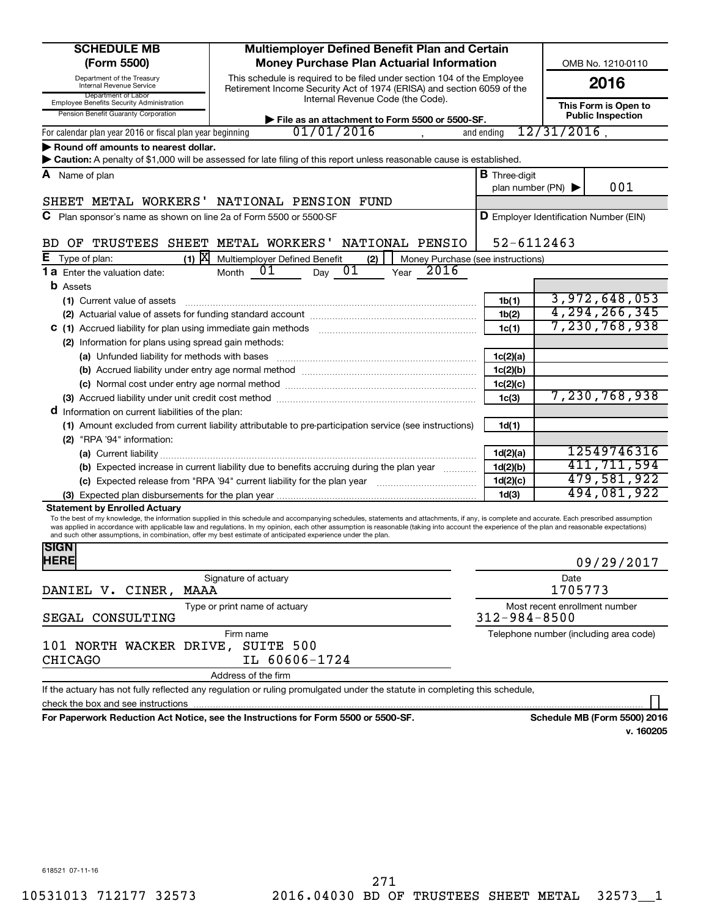# SCHEDULE MB (Form 5500)

Department of the Treasury
Internal Revenue Service
Department of Labor
Employee Benefits Security Administration
Pension Benefit Guaranty Corporation

## Multiemployer Defined Benefit Plan and Certain Money Purchase Plan Actuarial Information

This schedule is required to be filed under section 104 of the Employee Retirement Income Security Act of 1974 (ERISA) and section 6059 of the Internal Revenue Code (the Code).

▶ File as an attachment to Form 5500 or 5500-SF.

OMB No. 1210-0110

**2016**

**This Form is Open to Public Inspection**

For calendar plan year 2016 or fiscal plan year beginning 01/01/2016 , and ending 12/31/2016 ,

▶ **Round off amounts to nearest dollar.**

▶ **Caution:** A penalty of $1,000 will be assessed for late filing of this report unless reasonable cause is established.

**A** Name of plan: SHEET METAL WORKERS' NATIONAL PENSION FUND

**B** Three-digit plan number (PN) ▶ 001

**C** Plan sponsor's name as shown on line 2a of Form 5500 or 5500-SF: BD OF TRUSTEES SHEET METAL WORKERS' NATIONAL PENSIO

**D** Employer Identification Number (EIN): 52-6112463

**E** Type of plan: (1) [X] Multiemployer Defined Benefit (2) [ ] Money Purchase (see instructions)

**1a** Enter the valuation date: Month 01 Day 01 Year 2016

| Item | Line | Amount |
|---|---|---|
| **b** Assets | | |
| (1) Current value of assets | 1b(1) | 3,972,648,053 |
| (2) Actuarial value of assets for funding standard account | 1b(2) | 4,294,266,345 |
| **c** (1) Accrued liability for plan using immediate gain methods | 1c(1) | 7,230,768,938 |
| (2) Information for plans using spread gain methods: | | |
| (a) Unfunded liability for methods with bases | 1c(2)(a) | |
| (b) Accrued liability under entry age normal method | 1c(2)(b) | |
| (c) Normal cost under entry age normal method | 1c(2)(c) | |
| (3) Accrued liability under unit credit cost method | 1c(3) | 7,230,768,938 |
| **d** Information on current liabilities of the plan: | | |
| (1) Amount excluded from current liability attributable to pre-participation service (see instructions) | 1d(1) | |
| (2) "RPA '94" information: | | |
| (a) Current liability | 1d(2)(a) | 12549746316 |
| (b) Expected increase in current liability due to benefits accruing during the plan year | 1d(2)(b) | 411,711,594 |
| (c) Expected release from "RPA '94" current liability for the plan year | 1d(2)(c) | 479,581,922 |
| (3) Expected plan disbursements for the plan year | 1d(3) | 494,081,922 |

**Statement by Enrolled Actuary**

To the best of my knowledge, the information supplied in this schedule and accompanying schedules, statements and attachments, if any, is complete and accurate. Each prescribed assumption was applied in accordance with applicable law and regulations. In my opinion, each other assumption is reasonable (taking into account the experience of the plan and reasonable expectations) and such other assumptions, in combination, offer my best estimate of anticipated experience under the plan.

**SIGN HERE**

Signature of actuary — Date: 09/29/2017

DANIEL V. CINER, MAAA — Type or print name of actuary

1705773 — Most recent enrollment number

SEGAL CONSULTING — Firm name

312-984-8500 — Telephone number (including area code)

101 NORTH WACKER DRIVE, SUITE 500
CHICAGO IL 60606-1724
Address of the firm

If the actuary has not fully reflected any regulation or ruling promulgated under the statute in completing this schedule, check the box and see instructions [ ]

**For Paperwork Reduction Act Notice, see the Instructions for Form 5500 or 5500-SF.** **Schedule MB (Form 5500) 2016**

v. 160205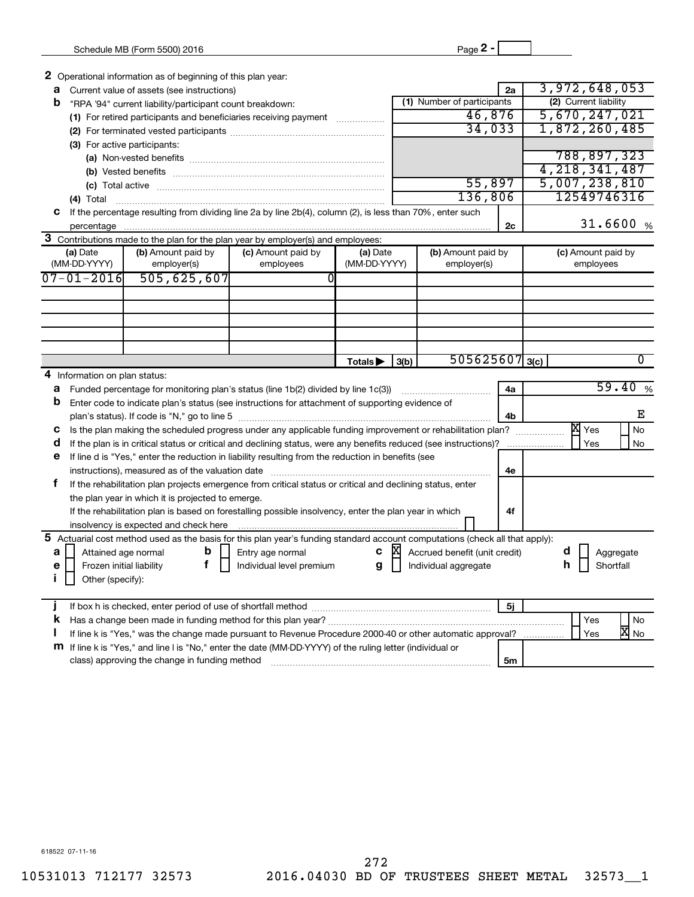Schedule MB (Form 5500) 2016 Page **2** -

**2** Operational information as of beginning of this plan year:

**a** Current value of assets (see instructions) **2a** 3,972,648,053

**b** "RPA '94" current liability/participant count breakdown:

| | (1) Number of participants | (2) Current liability |
|---|---|---|
| (1) For retired participants and beneficiaries receiving payment | 46,876 | 5,670,247,021 |
| (2) For terminated vested participants | 34,033 | 1,872,260,485 |
| (3) For active participants: | | |
| (a) Non-vested benefits | | 788,897,323 |
| (b) Vested benefits | | 4,218,341,487 |
| (c) Total active | 55,897 | 5,007,238,810 |
| (4) Total | 136,806 | 12549746316 |

**c** If the percentage resulting from dividing line 2a by line 2b(4), column (2), is less than 70%, enter such percentage **2c** 31.6600 %

**3** Contributions made to the plan for the plan year by employer(s) and employees:

| (a) Date (MM-DD-YYYY) | (b) Amount paid by employer(s) | (c) Amount paid by employees | (a) Date (MM-DD-YYYY) | (b) Amount paid by employer(s) | (c) Amount paid by employees |
|---|---|---|---|---|---|
| 07-01-2016 | 505,625,607 | 0 | | | |
| | | | | | |
| | | | | | |
| | | | | | |
| | | | | | |
| | | | Totals ▶ 3(b) | 505625607 | 3(c) 0 |

**4** Information on plan status:

**a** Funded percentage for monitoring plan's status (line 1b(2) divided by line 1c(3)) **4a** 59.40 %

**b** Enter code to indicate plan's status (see instructions for attachment of supporting evidence of plan's status). If code is "N," go to line 5 **4b** E

**c** Is the plan making the scheduled progress under any applicable funding improvement or rehabilitation plan? [X] Yes [ ] No

**d** If the plan is in critical status or critical and declining status, were any benefits reduced (see instructions)? [ ] Yes [ ] No

**e** If line d is "Yes," enter the reduction in liability resulting from the reduction in benefits (see instructions), measured as of the valuation date **4e**

**f** If the rehabilitation plan projects emergence from critical status or critical and declining status, enter the plan year in which it is projected to emerge.
If the rehabilitation plan is based on forestalling possible insolvency, enter the plan year in which insolvency is expected and check here [ ] **4f**

**5** Actuarial cost method used as the basis for this plan year's funding standard account computations (check all that apply):

**a** [ ] Attained age normal **b** [ ] Entry age normal **c** [X] Accrued benefit (unit credit) **d** [ ] Aggregate
**e** [ ] Frozen initial liability **f** [ ] Individual level premium **g** [ ] Individual aggregate **h** [ ] Shortfall
**i** [ ] Other (specify):

**j** If box h is checked, enter period of use of shortfall method **5j**

**k** Has a change been made in funding method for this plan year? [ ] Yes [ ] No

**l** If line k is "Yes," was the change made pursuant to Revenue Procedure 2000-40 or other automatic approval? [ ] Yes [X] No

**m** If line k is "Yes," and line l is "No," enter the date (MM-DD-YYYY) of the ruling letter (individual or class) approving the change in funding method **5m**

618522 07-11-16

10531013 712177 32573 2016.04030 BD OF TRUSTEES SHEET METAL 32573__1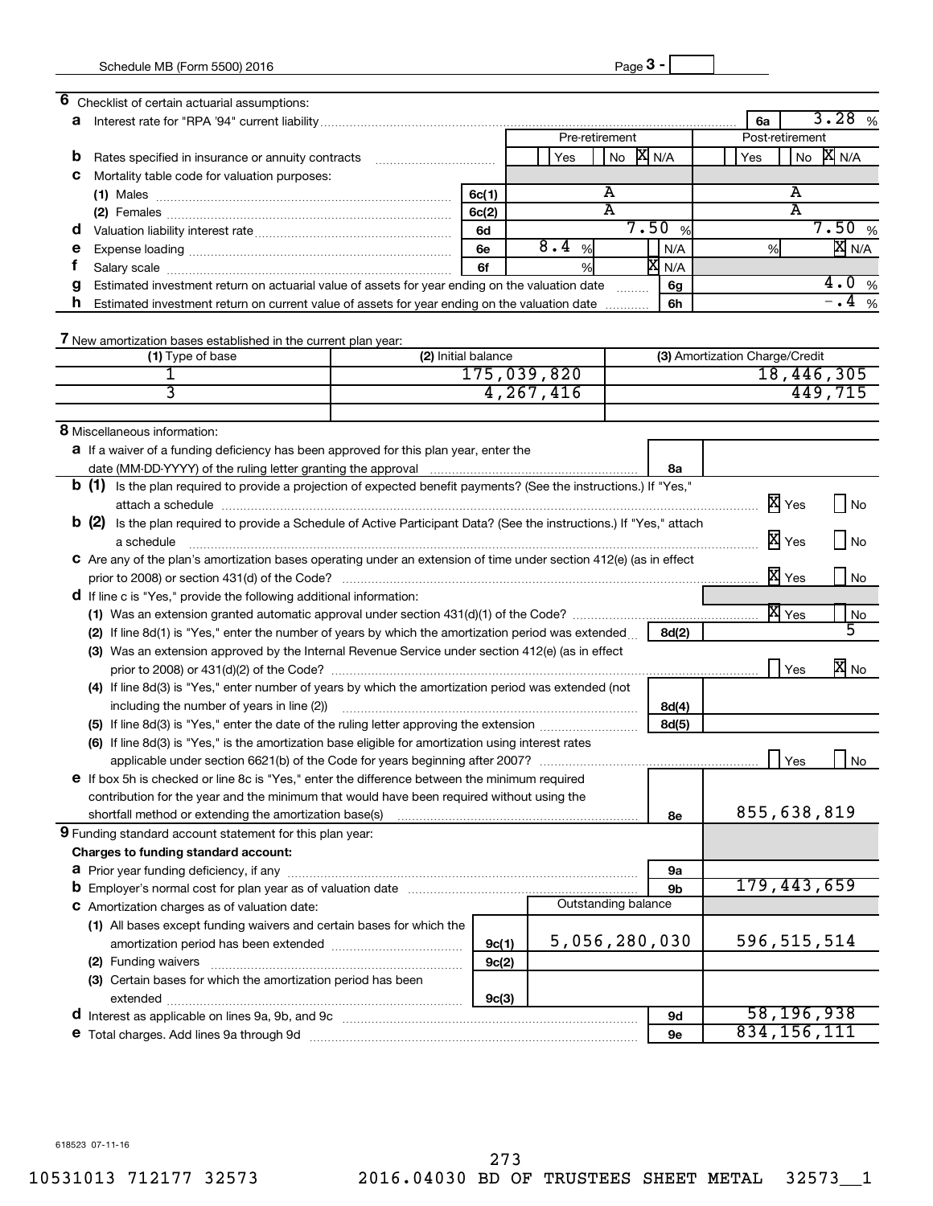Schedule MB (Form 5500) 2016 Page **3 -**

**6** Checklist of certain actuarial assumptions:

**a** Interest rate for "RPA '94" current liability .......... **6a** 3.28 %

| | | Pre-retirement | Post-retirement |
|---|---|---|---|
| **b** Rates specified in insurance or annuity contracts | | ☐ Yes ☐ No ☒ N/A | ☐ Yes ☐ No ☒ N/A |
| **c** Mortality table code for valuation purposes: | | | |
| (1) Males | 6c(1) | A | A |
| (2) Females | 6c(2) | A | A |
| **d** Valuation liability interest rate | 6d | 7.50 % | 7.50 % |
| **e** Expense loading | 6e | 8.4 % ☐ N/A | % ☒ N/A |
| **f** Salary scale | 6f | % ☒ N/A | |
| **g** Estimated investment return on actuarial value of assets for year ending on the valuation date | 6g | | 4.0 % |
| **h** Estimated investment return on current value of assets for year ending on the valuation date | 6h | | -.4 % |

**7** New amortization bases established in the current plan year:

| (1) Type of base | (2) Initial balance | (3) Amortization Charge/Credit |
|---|---|---|
| 1 | 175,039,820 | 18,446,305 |
| 3 | 4,267,416 | 449,715 |
| | | |

**8** Miscellaneous information:

**a** If a waiver of a funding deficiency has been approved for this plan year, enter the date (MM-DD-YYYY) of the ruling letter granting the approval .......... **8a**

**b (1)** Is the plan required to provide a projection of expected benefit payments? (See the instructions.) If "Yes," attach a schedule .......... ☒ Yes ☐ No

**b (2)** Is the plan required to provide a Schedule of Active Participant Data? (See the instructions.) If "Yes," attach a schedule .......... ☒ Yes ☐ No

**c** Are any of the plan's amortization bases operating under an extension of time under section 412(e) (as in effect prior to 2008) or section 431(d) of the Code? .......... ☒ Yes ☐ No

**d** If line c is "Yes," provide the following additional information:

(1) Was an extension granted automatic approval under section 431(d)(1) of the Code? .......... ☒ Yes ☐ No

(2) If line 8d(1) is "Yes," enter the number of years by which the amortization period was extended .......... **8d(2)** 5

(3) Was an extension approved by the Internal Revenue Service under section 412(e) (as in effect prior to 2008) or 431(d)(2) of the Code? .......... ☐ Yes ☒ No

(4) If line 8d(3) is "Yes," enter number of years by which the amortization period was extended (not including the number of years in line (2)) .......... **8d(4)**

(5) If line 8d(3) is "Yes," enter the date of the ruling letter approving the extension .......... **8d(5)**

(6) If line 8d(3) is "Yes," is the amortization base eligible for amortization using interest rates applicable under section 6621(b) of the Code for years beginning after 2007? .......... ☐ Yes ☐ No

**e** If box 5h is checked or line 8c is "Yes," enter the difference between the minimum required contribution for the year and the minimum that would have been required without using the shortfall method or extending the amortization base(s) .......... **8e** 855,638,819

**9** Funding standard account statement for this plan year:

**Charges to funding standard account:**

| | | Outstanding balance | | |
|---|---|---|---|---|
| **a** Prior year funding deficiency, if any | | | 9a | |
| **b** Employer's normal cost for plan year as of valuation date | | | 9b | 179,443,659 |
| **c** Amortization charges as of valuation date: | | | | |
| (1) All bases except funding waivers and certain bases for which the amortization period has been extended | 9c(1) | 5,056,280,030 | | 596,515,514 |
| (2) Funding waivers | 9c(2) | | | |
| (3) Certain bases for which the amortization period has been extended | 9c(3) | | | |
| **d** Interest as applicable on lines 9a, 9b, and 9c | | | 9d | 58,196,938 |
| **e** Total charges. Add lines 9a through 9d | | | 9e | 834,156,111 |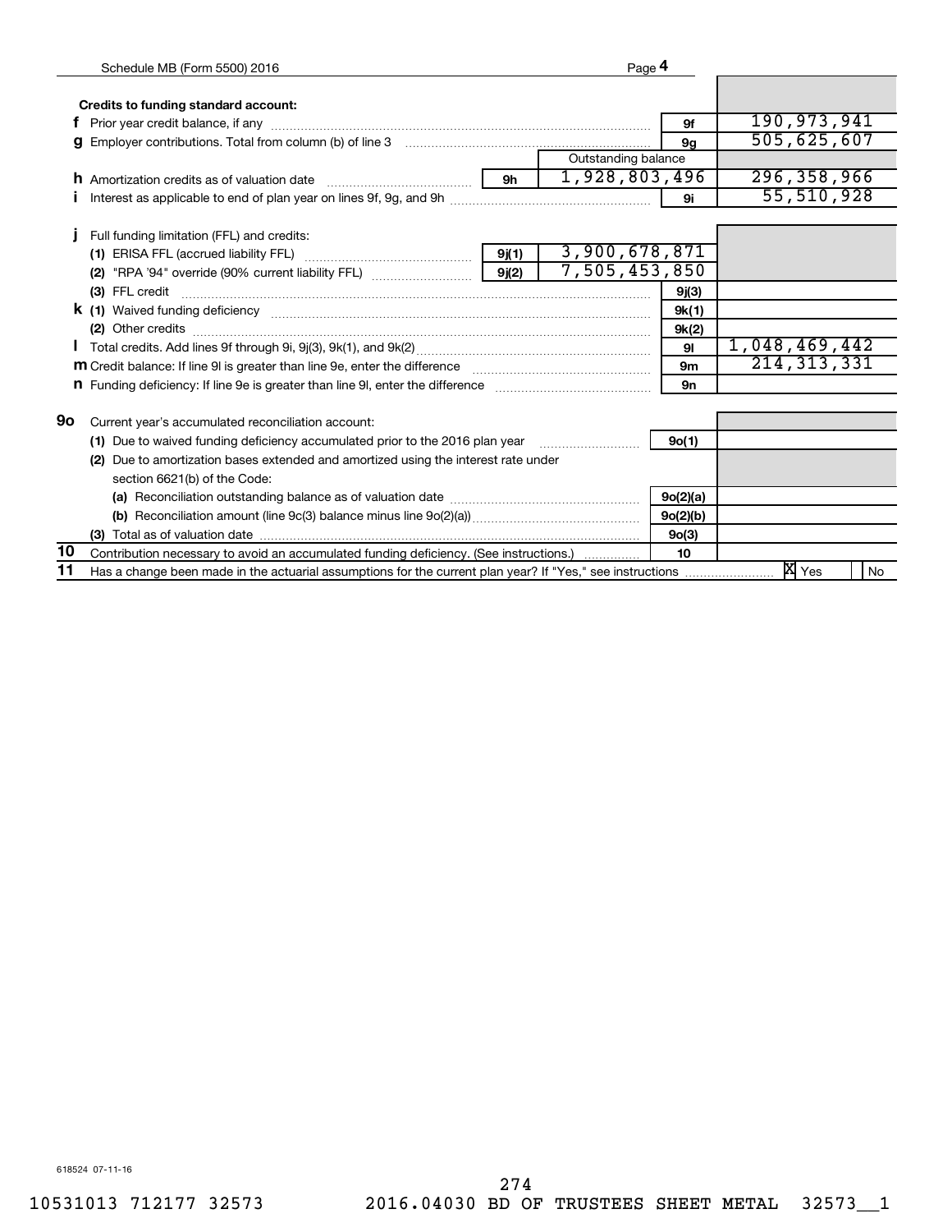Schedule MB (Form 5500) 2016 Page **4**

**Credits to funding standard account:**

| | | | | | |
|---|---|---|---|---|---|
| **f** | Prior year credit balance, if any | | | **9f** | 190,973,941 |
| **g** | Employer contributions. Total from column (b) of line 3 | | | **9g** | 505,625,607 |
| | | | Outstanding balance | | |
| **h** | Amortization credits as of valuation date | **9h** | 1,928,803,496 | | 296,358,966 |
| **i** | Interest as applicable to end of plan year on lines 9f, 9g, and 9h | | | **9i** | 55,510,928 |
| **j** | Full funding limitation (FFL) and credits: | | | | |
| | **(1)** ERISA FFL (accrued liability FFL) | **9j(1)** | 3,900,678,871 | | |
| | **(2)** "RPA '94" override (90% current liability FFL) | **9j(2)** | 7,505,453,850 | | |
| | **(3)** FFL credit | | | **9j(3)** | |
| **k** | **(1)** Waived funding deficiency | | | **9k(1)** | |
| | **(2)** Other credits | | | **9k(2)** | |
| **l** | Total credits. Add lines 9f through 9i, 9j(3), 9k(1), and 9k(2) | | | **9l** | 1,048,469,442 |
| **m** | Credit balance: If line 9l is greater than line 9e, enter the difference | | | **9m** | 214,313,331 |
| **n** | Funding deficiency: If line 9e is greater than line 9l, enter the difference | | | **9n** | |

| | | | |
|---|---|---|---|
| **9o** | Current year's accumulated reconciliation account: | | |
| | **(1)** Due to waived funding deficiency accumulated prior to the 2016 plan year | **9o(1)** | |
| | **(2)** Due to amortization bases extended and amortized using the interest rate under section 6621(b) of the Code: | | |
| | **(a)** Reconciliation outstanding balance as of valuation date | **9o(2)(a)** | |
| | **(b)** Reconciliation amount (line 9c(3) balance minus line 9o(2)(a)) | **9o(2)(b)** | |
| | **(3)** Total as of valuation date | **9o(3)** | |
| **10** | Contribution necessary to avoid an accumulated funding deficiency. (See instructions.) | **10** | |
| **11** | Has a change been made in the actuarial assumptions for the current plan year? If "Yes," see instructions | | [X] Yes [ ] No |

618524 07-11-16

10531013 712177 32573 2016.04030 BD OF TRUSTEES SHEET METAL 32573__1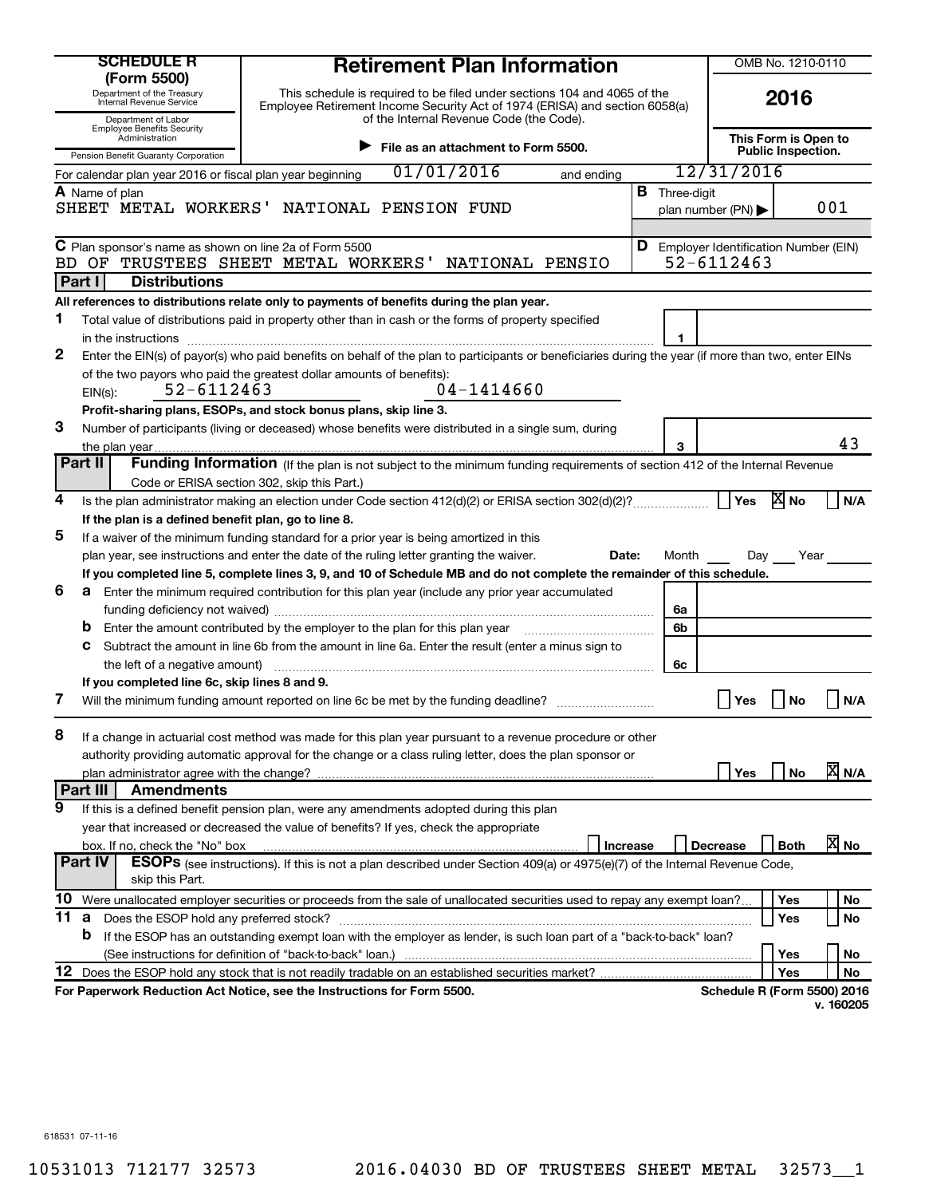**SCHEDULE R (Form 5500)**

Department of the Treasury
Internal Revenue Service

Department of Labor
Employee Benefits Security Administration

Pension Benefit Guaranty Corporation

# Retirement Plan Information

This schedule is required to be filed under sections 104 and 4065 of the Employee Retirement Income Security Act of 1974 (ERISA) and section 6058(a) of the Internal Revenue Code (the Code).

▶ **File as an attachment to Form 5500.**

OMB No. 1210-0110

**2016**

**This Form is Open to Public Inspection.**

For calendar plan year 2016 or fiscal plan year beginning 01/01/2016 and ending 12/31/2016

**A** Name of plan
SHEET METAL WORKERS' NATIONAL PENSION FUND

**B** Three-digit plan number (PN) ▶ 001

**C** Plan sponsor's name as shown on line 2a of Form 5500
BD OF TRUSTEES SHEET METAL WORKERS' NATIONAL PENSIO

**D** Employer Identification Number (EIN)
52-6112463

## Part I Distributions

**All references to distributions relate only to payments of benefits during the plan year.**

**1** Total value of distributions paid in property other than in cash or the forms of property specified in the instructions ..... **1**

**2** Enter the EIN(s) of payor(s) who paid benefits on behalf of the plan to participants or beneficiaries during the year (if more than two, enter EINs of the two payors who paid the greatest dollar amounts of benefits):
EIN(s): 52-6112463 04-1414660

**Profit-sharing plans, ESOPs, and stock bonus plans, skip line 3.**

**3** Number of participants (living or deceased) whose benefits were distributed in a single sum, during the plan year ..... **3** 43

## Part II Funding Information (If the plan is not subject to the minimum funding requirements of section 412 of the Internal Revenue Code or ERISA section 302, skip this Part.)

**4** Is the plan administrator making an election under Code section 412(d)(2) or ERISA section 302(d)(2)? ..... ☐ Yes ☒ No ☐ N/A

**If the plan is a defined benefit plan, go to line 8.**

**5** If a waiver of the minimum funding standard for a prior year is being amortized in this plan year, see instructions and enter the date of the ruling letter granting the waiver. **Date:** Month ___ Day ___ Year ___

**If you completed line 5, complete lines 3, 9, and 10 of Schedule MB and do not complete the remainder of this schedule.**

**6 a** Enter the minimum required contribution for this plan year (include any prior year accumulated funding deficiency not waived) ..... **6a**

**b** Enter the amount contributed by the employer to the plan for this plan year ..... **6b**

**c** Subtract the amount in line 6b from the amount in line 6a. Enter the result (enter a minus sign to the left of a negative amount) ..... **6c**

**If you completed line 6c, skip lines 8 and 9.**

**7** Will the minimum funding amount reported on line 6c be met by the funding deadline? ..... ☐ Yes ☐ No ☐ N/A

**8** If a change in actuarial cost method was made for this plan year pursuant to a revenue procedure or other authority providing automatic approval for the change or a class ruling letter, does the plan sponsor or plan administrator agree with the change? ..... ☐ Yes ☐ No ☒ N/A

## Part III Amendments

**9** If this is a defined benefit pension plan, were any amendments adopted during this plan year that increased or decreased the value of benefits? If yes, check the appropriate box. If no, check the "No" box ..... ☐ Increase ☐ Decrease ☐ Both ☒ No

## Part IV ESOPs (see instructions). If this is not a plan described under Section 409(a) or 4975(e)(7) of the Internal Revenue Code, skip this Part.

**10** Were unallocated employer securities or proceeds from the sale of unallocated securities used to repay any exempt loan? ..... ☐ Yes ☐ No

**11 a** Does the ESOP hold any preferred stock? ..... ☐ Yes ☐ No

**b** If the ESOP has an outstanding exempt loan with the employer as lender, is such loan part of a "back-to-back" loan? (See instructions for definition of "back-to-back" loan.) ..... ☐ Yes ☐ No

**12** Does the ESOP hold any stock that is not readily tradable on an established securities market? ..... ☐ Yes ☐ No

**For Paperwork Reduction Act Notice, see the Instructions for Form 5500.** **Schedule R (Form 5500) 2016**
v. 160205

618531 07-11-16

10531013 712177 32573 2016.04030 BD OF TRUSTEES SHEET METAL 32573__1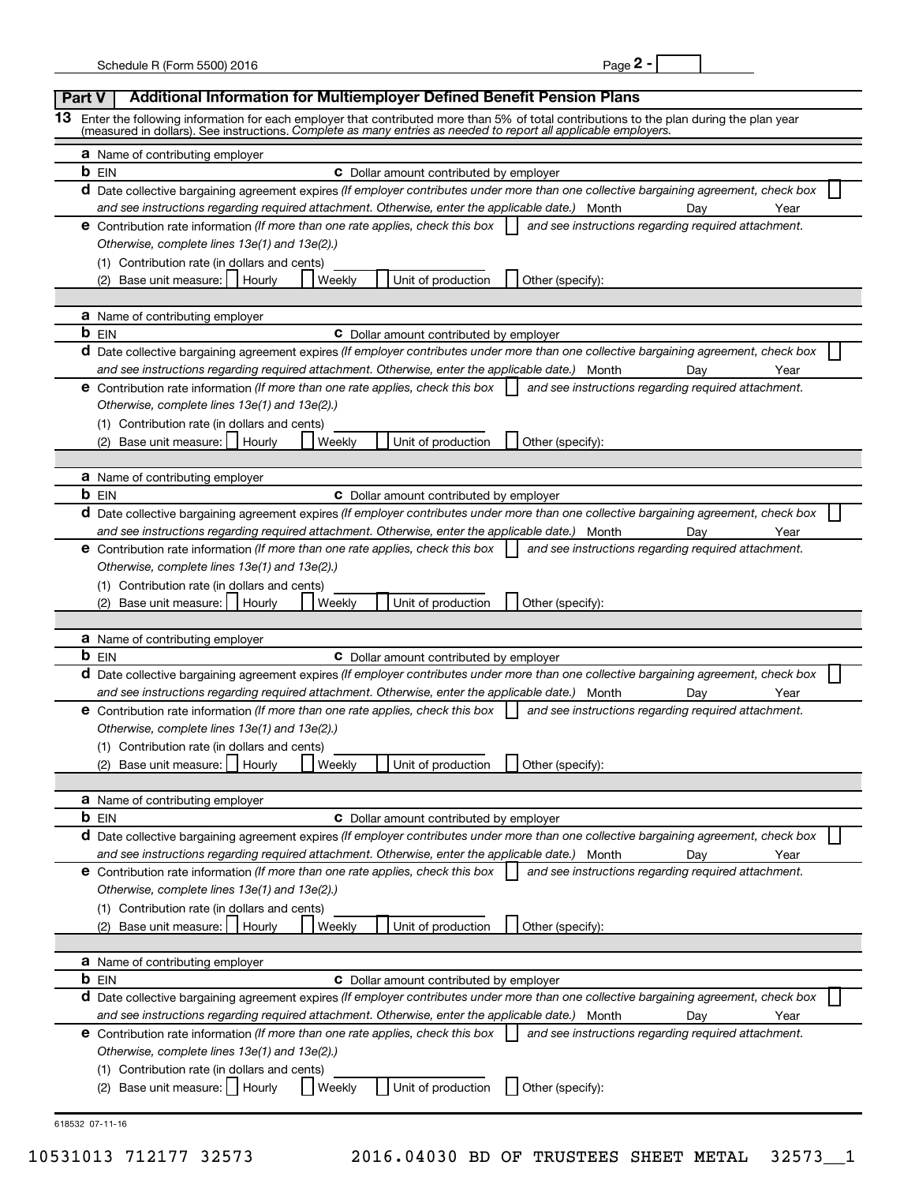## Part V — Additional Information for Multiemployer Defined Benefit Pension Plans

**13** Enter the following information for each employer that contributed more than 5% of total contributions to the plan during the plan year (measured in dollars). See instructions. *Complete as many entries as needed to report all applicable employers.*

**a** Name of contributing employer

**b** EIN **c** Dollar amount contributed by employer

**d** Date collective bargaining agreement expires *(If employer contributes under more than one collective bargaining agreement, check box ☐ and see instructions regarding required attachment. Otherwise, enter the applicable date.)* Month Day Year

**e** Contribution rate information *(If more than one rate applies, check this box ☐ and see instructions regarding required attachment. Otherwise, complete lines 13e(1) and 13e(2).)*

(1) Contribution rate (in dollars and cents)

(2) Base unit measure: ☐ Hourly ☐ Weekly ☐ Unit of production ☐ Other (specify):

---

**a** Name of contributing employer

**b** EIN **c** Dollar amount contributed by employer

**d** Date collective bargaining agreement expires *(If employer contributes under more than one collective bargaining agreement, check box ☐ and see instructions regarding required attachment. Otherwise, enter the applicable date.)* Month Day Year

**e** Contribution rate information *(If more than one rate applies, check this box ☐ and see instructions regarding required attachment. Otherwise, complete lines 13e(1) and 13e(2).)*

(1) Contribution rate (in dollars and cents)

(2) Base unit measure: ☐ Hourly ☐ Weekly ☐ Unit of production ☐ Other (specify):

---

**a** Name of contributing employer

**b** EIN **c** Dollar amount contributed by employer

**d** Date collective bargaining agreement expires *(If employer contributes under more than one collective bargaining agreement, check box ☐ and see instructions regarding required attachment. Otherwise, enter the applicable date.)* Month Day Year

**e** Contribution rate information *(If more than one rate applies, check this box ☐ and see instructions regarding required attachment. Otherwise, complete lines 13e(1) and 13e(2).)*

(1) Contribution rate (in dollars and cents)

(2) Base unit measure: ☐ Hourly ☐ Weekly ☐ Unit of production ☐ Other (specify):

---

**a** Name of contributing employer

**b** EIN **c** Dollar amount contributed by employer

**d** Date collective bargaining agreement expires *(If employer contributes under more than one collective bargaining agreement, check box ☐ and see instructions regarding required attachment. Otherwise, enter the applicable date.)* Month Day Year

**e** Contribution rate information *(If more than one rate applies, check this box ☐ and see instructions regarding required attachment. Otherwise, complete lines 13e(1) and 13e(2).)*

(1) Contribution rate (in dollars and cents)

(2) Base unit measure: ☐ Hourly ☐ Weekly ☐ Unit of production ☐ Other (specify):

---

**a** Name of contributing employer

**b** EIN **c** Dollar amount contributed by employer

**d** Date collective bargaining agreement expires *(If employer contributes under more than one collective bargaining agreement, check box ☐ and see instructions regarding required attachment. Otherwise, enter the applicable date.)* Month Day Year

**e** Contribution rate information *(If more than one rate applies, check this box ☐ and see instructions regarding required attachment. Otherwise, complete lines 13e(1) and 13e(2).)*

(1) Contribution rate (in dollars and cents)

(2) Base unit measure: ☐ Hourly ☐ Weekly ☐ Unit of production ☐ Other (specify):

---

**a** Name of contributing employer

**b** EIN **c** Dollar amount contributed by employer

**d** Date collective bargaining agreement expires *(If employer contributes under more than one collective bargaining agreement, check box ☐ and see instructions regarding required attachment. Otherwise, enter the applicable date.)* Month Day Year

**e** Contribution rate information *(If more than one rate applies, check this box ☐ and see instructions regarding required attachment. Otherwise, complete lines 13e(1) and 13e(2).)*

(1) Contribution rate (in dollars and cents)

(2) Base unit measure: ☐ Hourly ☐ Weekly ☐ Unit of production ☐ Other (specify):

618532 07-11-16

10531013 712177 32573 2016.04030 BD OF TRUSTEES SHEET METAL 32573__1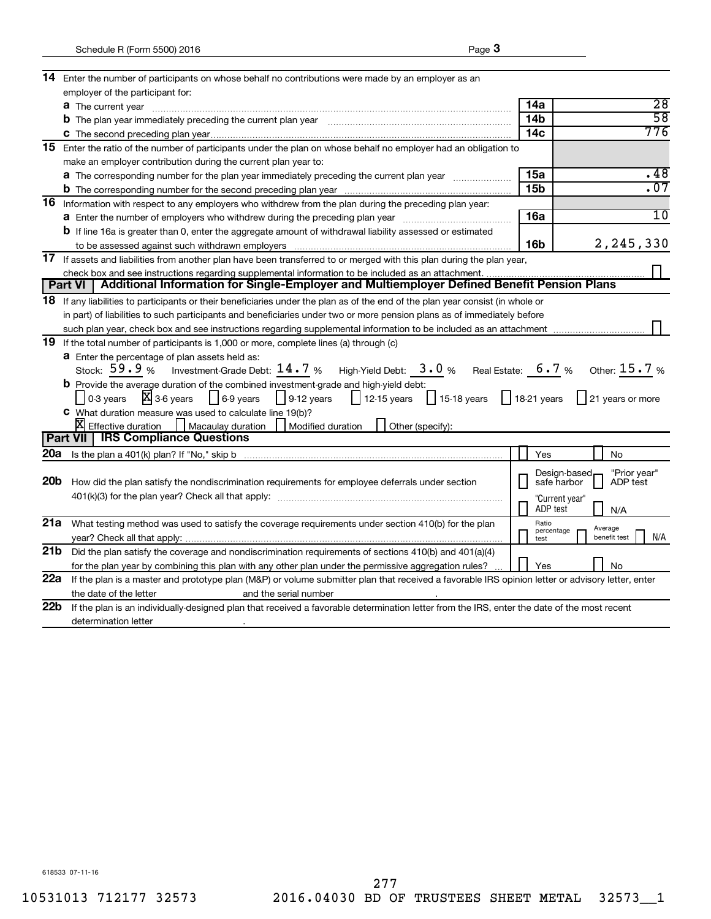| | | | |
|---|---|---|---|
| **14** | Enter the number of participants on whose behalf no contributions were made by an employer as an employer of the participant for: | | |
| | **a** The current year | **14a** | 28 |
| | **b** The plan year immediately preceding the current plan year | **14b** | 58 |
| | **c** The second preceding plan year | **14c** | 776 |
| **15** | Enter the ratio of the number of participants under the plan on whose behalf no employer had an obligation to make an employer contribution during the current plan year to: | | |
| | **a** The corresponding number for the plan year immediately preceding the current plan year | **15a** | .48 |
| | **b** The corresponding number for the second preceding plan year | **15b** | .07 |
| **16** | Information with respect to any employers who withdrew from the plan during the preceding plan year: | | |
| | **a** Enter the number of employers who withdrew during the preceding plan year | **16a** | 10 |
| | **b** If line 16a is greater than 0, enter the aggregate amount of withdrawal liability assessed or estimated to be assessed against such withdrawn employers | **16b** | 2,245,330 |
| **17** | If assets and liabilities from another plan have been transferred to or merged with this plan during the plan year, check box and see instructions regarding supplemental information to be included as an attachment. | | ☐ |

## Part VI | Additional Information for Single-Employer and Multiemployer Defined Benefit Pension Plans

**18** If any liabilities to participants or their beneficiaries under the plan as of the end of the plan year consist (in whole or in part) of liabilities to such participants and beneficiaries under two or more pension plans as of immediately before such plan year, check box and see instructions regarding supplemental information to be included as an attachment ☐

**19** If the total number of participants is 1,000 or more, complete lines (a) through (c)

**a** Enter the percentage of plan assets held as:

Stock: 59.9 %   Investment-Grade Debt: 14.7 %   High-Yield Debt: 3.0 %   Real Estate: 6.7 %   Other: 15.7 %

**b** Provide the average duration of the combined investment-grade and high-yield debt:

☐ 0-3 years ☒ 3-6 years ☐ 6-9 years ☐ 9-12 years ☐ 12-15 years ☐ 15-18 years ☐ 18-21 years ☐ 21 years or more

**c** What duration measure was used to calculate line 19(b)?

☒ Effective duration ☐ Macaulay duration ☐ Modified duration ☐ Other (specify):

## Part VII | IRS Compliance Questions

| | | |
|---|---|---|
| **20a** | Is the plan a 401(k) plan? If "No," skip b | ☐ Yes ☐ No |
| **20b** | How did the plan satisfy the nondiscrimination requirements for employee deferrals under section 401(k)(3) for the plan year? Check all that apply: | ☐ Design-based safe harbor ☐ "Prior year" ADP test ☐ "Current year" ADP test ☐ N/A |
| **21a** | What testing method was used to satisfy the coverage requirements under section 410(b) for the plan year? Check all that apply: | ☐ Ratio percentage test ☐ Average benefit test ☐ N/A |
| **21b** | Did the plan satisfy the coverage and nondiscrimination requirements of sections 410(b) and 401(a)(4) for the plan year by combining this plan with any other plan under the permissive aggregation rules? | ☐ Yes ☐ No |
| **22a** | If the plan is a master and prototype plan (M&P) or volume submitter plan that received a favorable IRS opinion letter or advisory letter, enter the date of the letter ______ and the serial number ______. | |
| **22b** | If the plan is an individually-designed plan that received a favorable determination letter from the IRS, enter the date of the most recent determination letter ______. | |

618533 07-11-16

10531013 712177 32573   2016.04030 BD OF TRUSTEES SHEET METAL   32573__1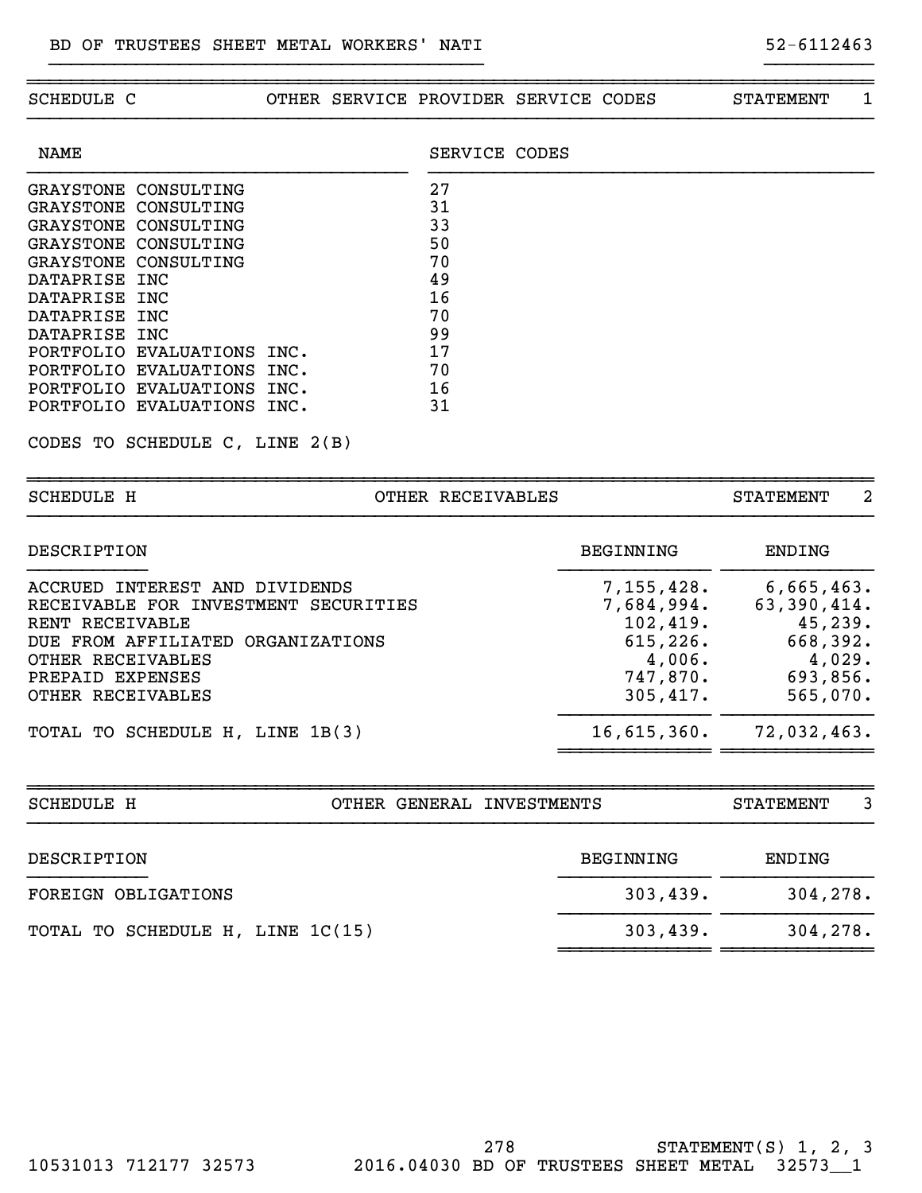BD OF TRUSTEES SHEET METAL WORKERS' NATI 52-6112463

## SCHEDULE C — OTHER SERVICE PROVIDER SERVICE CODES — STATEMENT 1

| NAME | SERVICE CODES |
|---|---|
| GRAYSTONE CONSULTING | 27 |
| GRAYSTONE CONSULTING | 31 |
| GRAYSTONE CONSULTING | 33 |
| GRAYSTONE CONSULTING | 50 |
| GRAYSTONE CONSULTING | 70 |
| DATAPRISE INC | 49 |
| DATAPRISE INC | 16 |
| DATAPRISE INC | 70 |
| DATAPRISE INC | 99 |
| PORTFOLIO EVALUATIONS INC. | 17 |
| PORTFOLIO EVALUATIONS INC. | 70 |
| PORTFOLIO EVALUATIONS INC. | 16 |
| PORTFOLIO EVALUATIONS INC. | 31 |

CODES TO SCHEDULE C, LINE 2(B)

## SCHEDULE H — OTHER RECEIVABLES — STATEMENT 2

| DESCRIPTION | BEGINNING | ENDING |
|---|---|---|
| ACCRUED INTEREST AND DIVIDENDS | 7,155,428. | 6,665,463. |
| RECEIVABLE FOR INVESTMENT SECURITIES | 7,684,994. | 63,390,414. |
| RENT RECEIVABLE | 102,419. | 45,239. |
| DUE FROM AFFILIATED ORGANIZATIONS | 615,226. | 668,392. |
| OTHER RECEIVABLES | 4,006. | 4,029. |
| PREPAID EXPENSES | 747,870. | 693,856. |
| OTHER RECEIVABLES | 305,417. | 565,070. |
| TOTAL TO SCHEDULE H, LINE 1B(3) | 16,615,360. | 72,032,463. |

## SCHEDULE H — OTHER GENERAL INVESTMENTS — STATEMENT 3

| DESCRIPTION | BEGINNING | ENDING |
|---|---|---|
| FOREIGN OBLIGATIONS | 303,439. | 304,278. |
| TOTAL TO SCHEDULE H, LINE 1C(15) | 303,439. | 304,278. |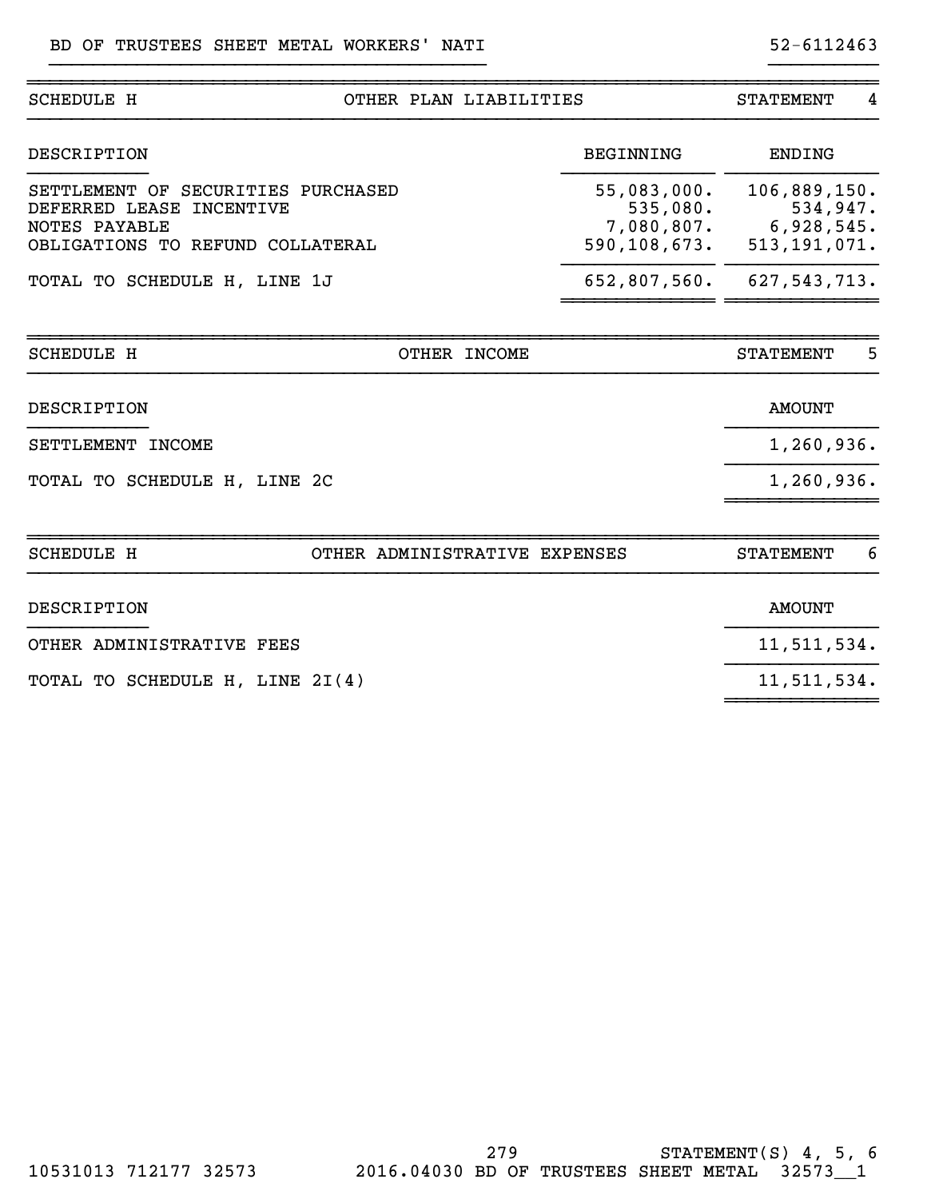BD OF TRUSTEES SHEET METAL WORKERS' NATI 52-6112463

## SCHEDULE H — OTHER PLAN LIABILITIES — STATEMENT 4

| DESCRIPTION | BEGINNING | ENDING |
|---|---|---|
| SETTLEMENT OF SECURITIES PURCHASED | 55,083,000. | 106,889,150. |
| DEFERRED LEASE INCENTIVE | 535,080. | 534,947. |
| NOTES PAYABLE | 7,080,807. | 6,928,545. |
| OBLIGATIONS TO REFUND COLLATERAL | 590,108,673. | 513,191,071. |
| TOTAL TO SCHEDULE H, LINE 1J | 652,807,560. | 627,543,713. |

## SCHEDULE H — OTHER INCOME — STATEMENT 5

| DESCRIPTION | AMOUNT |
|---|---|
| SETTLEMENT INCOME | 1,260,936. |
| TOTAL TO SCHEDULE H, LINE 2C | 1,260,936. |

## SCHEDULE H — OTHER ADMINISTRATIVE EXPENSES — STATEMENT 6

| DESCRIPTION | AMOUNT |
|---|---|
| OTHER ADMINISTRATIVE FEES | 11,511,534. |
| TOTAL TO SCHEDULE H, LINE 2I(4) | 11,511,534. |

STATEMENT(S) 4, 5, 6

10531013 712177 32573 2016.04030 BD OF TRUSTEES SHEET METAL 32573__1